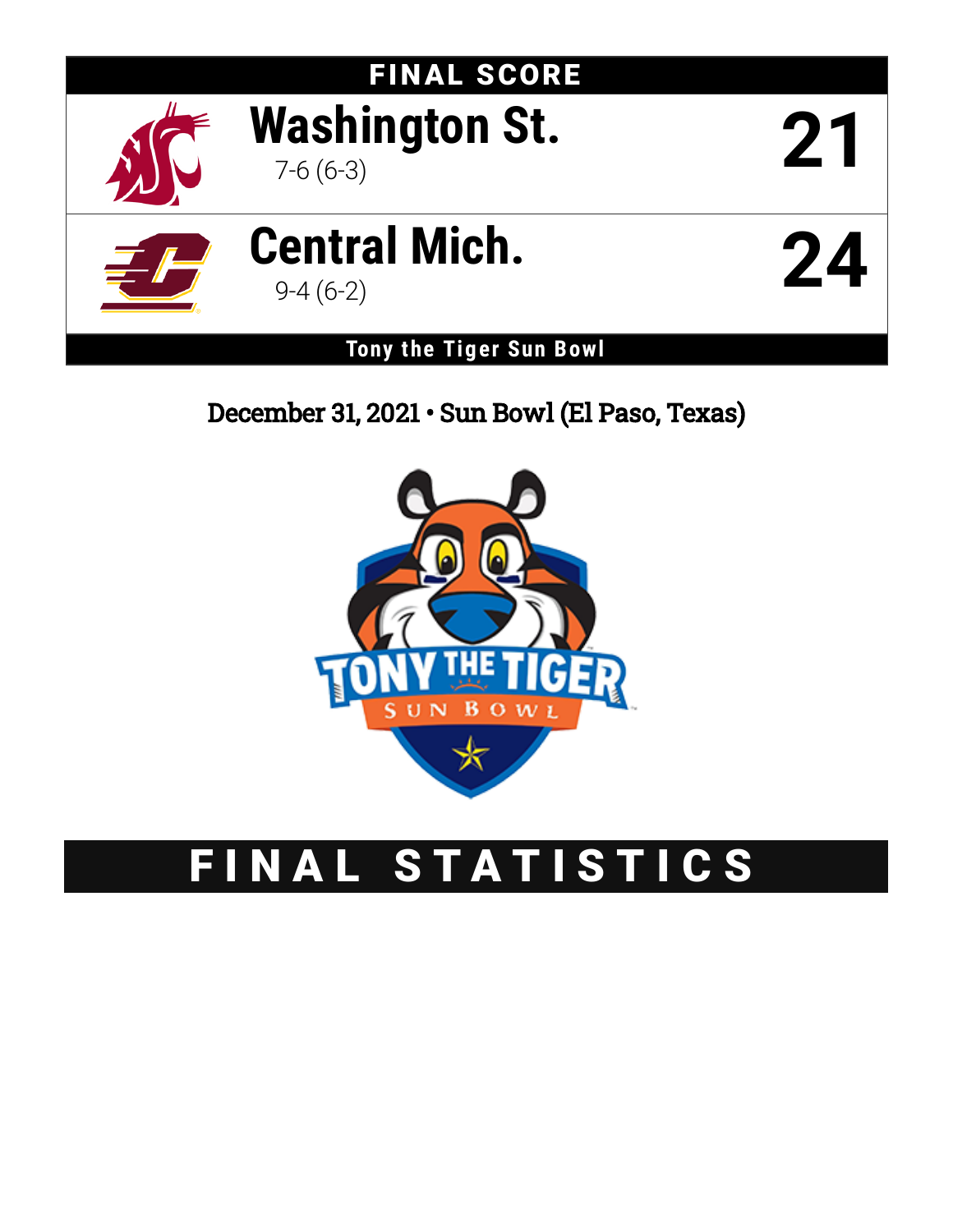# FINAL SCORE

| Team | Record | Score |
|---|---|---|
| Washington St. | 7-6 (6-3) | 21 |
| Central Mich. | 9-4 (6-2) | 24 |

**Tony the Tiger Sun Bowl**

December 31, 2021 • Sun Bowl (El Paso, Texas)

# FINAL STATISTICS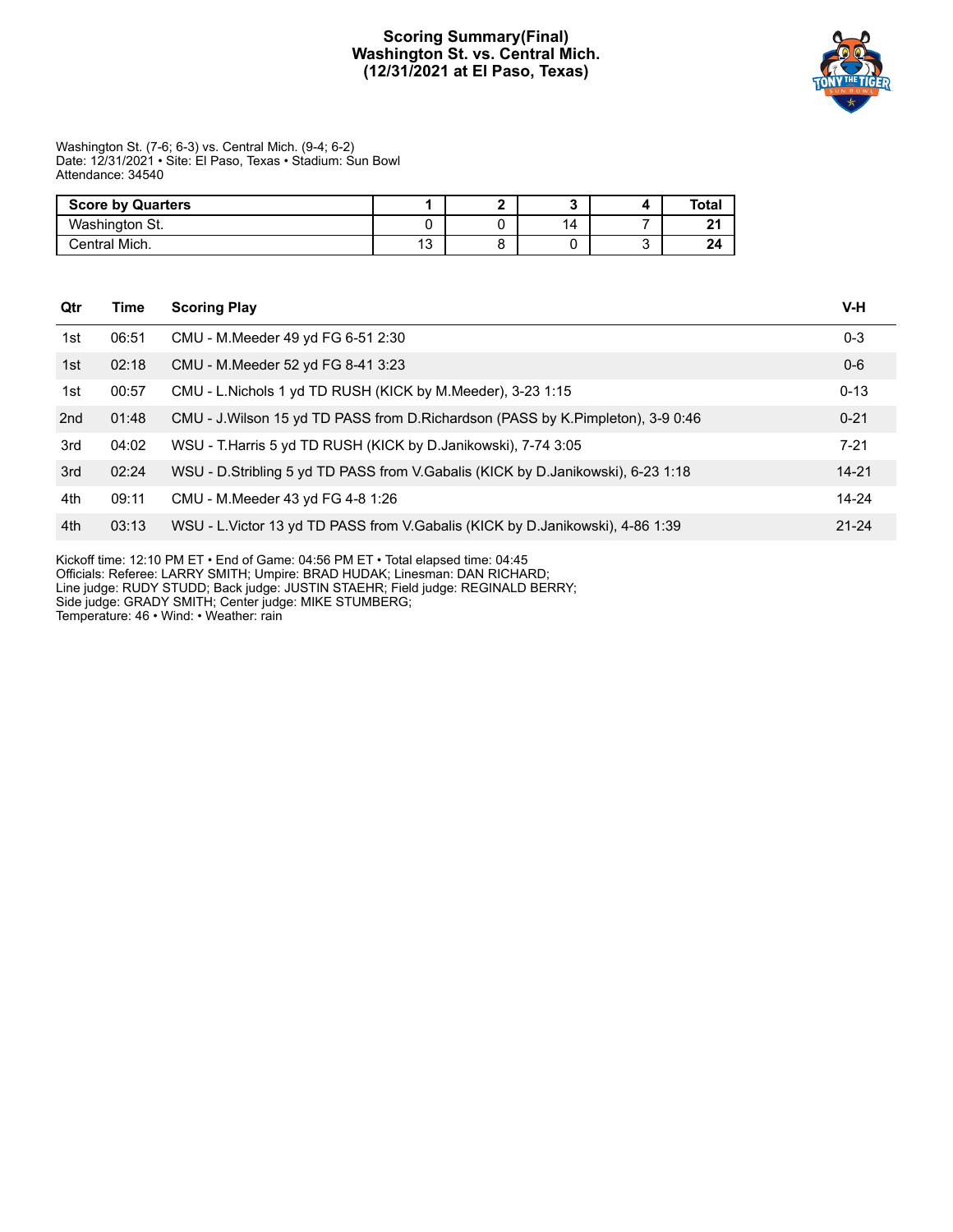# Scoring Summary(Final)
## Washington St. vs. Central Mich.
## (12/31/2021 at El Paso, Texas)

Washington St. (7-6; 6-3) vs. Central Mich. (9-4; 6-2)
Date: 12/31/2021 • Site: El Paso, Texas • Stadium: Sun Bowl
Attendance: 34540

| Score by Quarters | 1 | 2 | 3 | 4 | Total |
|---|---|---|---|---|---|
| Washington St. | 0 | 0 | 14 | 7 | **21** |
| Central Mich. | 13 | 8 | 0 | 3 | **24** |

| Qtr | Time | Scoring Play | V-H |
|---|---|---|---|
| 1st | 06:51 | CMU - M.Meeder 49 yd FG 6-51 2:30 | 0-3 |
| 1st | 02:18 | CMU - M.Meeder 52 yd FG 8-41 3:23 | 0-6 |
| 1st | 00:57 | CMU - L.Nichols 1 yd TD RUSH (KICK by M.Meeder), 3-23 1:15 | 0-13 |
| 2nd | 01:48 | CMU - J.Wilson 15 yd TD PASS from D.Richardson (PASS by K.Pimpleton), 3-9 0:46 | 0-21 |
| 3rd | 04:02 | WSU - T.Harris 5 yd TD RUSH (KICK by D.Janikowski), 7-74 3:05 | 7-21 |
| 3rd | 02:24 | WSU - D.Stribling 5 yd TD PASS from V.Gabalis (KICK by D.Janikowski), 6-23 1:18 | 14-21 |
| 4th | 09:11 | CMU - M.Meeder 43 yd FG 4-8 1:26 | 14-24 |
| 4th | 03:13 | WSU - L.Victor 13 yd TD PASS from V.Gabalis (KICK by D.Janikowski), 4-86 1:39 | 21-24 |

Kickoff time: 12:10 PM ET • End of Game: 04:56 PM ET • Total elapsed time: 04:45
Officials: Referee: LARRY SMITH; Umpire: BRAD HUDAK; Linesman: DAN RICHARD;
Line judge: RUDY STUDD; Back judge: JUSTIN STAEHR; Field judge: REGINALD BERRY;
Side judge: GRADY SMITH; Center judge: MIKE STUMBERG;
Temperature: 46 • Wind: • Weather: rain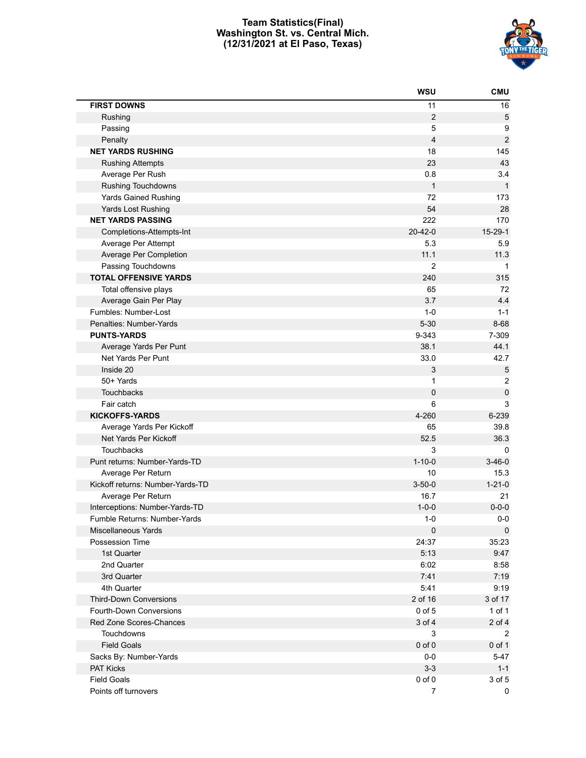# Team Statistics(Final)
## Washington St. vs. Central Mich.
## (12/31/2021 at El Paso, Texas)

| | WSU | CMU |
|---|---|---|
| **FIRST DOWNS** | 11 | 16 |
| Rushing | 2 | 5 |
| Passing | 5 | 9 |
| Penalty | 4 | 2 |
| **NET YARDS RUSHING** | 18 | 145 |
| Rushing Attempts | 23 | 43 |
| Average Per Rush | 0.8 | 3.4 |
| Rushing Touchdowns | 1 | 1 |
| Yards Gained Rushing | 72 | 173 |
| Yards Lost Rushing | 54 | 28 |
| **NET YARDS PASSING** | 222 | 170 |
| Completions-Attempts-Int | 20-42-0 | 15-29-1 |
| Average Per Attempt | 5.3 | 5.9 |
| Average Per Completion | 11.1 | 11.3 |
| Passing Touchdowns | 2 | 1 |
| **TOTAL OFFENSIVE YARDS** | 240 | 315 |
| Total offensive plays | 65 | 72 |
| Average Gain Per Play | 3.7 | 4.4 |
| Fumbles: Number-Lost | 1-0 | 1-1 |
| Penalties: Number-Yards | 5-30 | 8-68 |
| **PUNTS-YARDS** | 9-343 | 7-309 |
| Average Yards Per Punt | 38.1 | 44.1 |
| Net Yards Per Punt | 33.0 | 42.7 |
| Inside 20 | 3 | 5 |
| 50+ Yards | 1 | 2 |
| Touchbacks | 0 | 0 |
| Fair catch | 6 | 3 |
| **KICKOFFS-YARDS** | 4-260 | 6-239 |
| Average Yards Per Kickoff | 65 | 39.8 |
| Net Yards Per Kickoff | 52.5 | 36.3 |
| Touchbacks | 3 | 0 |
| Punt returns: Number-Yards-TD | 1-10-0 | 3-46-0 |
| Average Per Return | 10 | 15.3 |
| Kickoff returns: Number-Yards-TD | 3-50-0 | 1-21-0 |
| Average Per Return | 16.7 | 21 |
| Interceptions: Number-Yards-TD | 1-0-0 | 0-0-0 |
| Fumble Returns: Number-Yards | 1-0 | 0-0 |
| Miscellaneous Yards | 0 | 0 |
| Possession Time | 24:37 | 35:23 |
| 1st Quarter | 5:13 | 9:47 |
| 2nd Quarter | 6:02 | 8:58 |
| 3rd Quarter | 7:41 | 7:19 |
| 4th Quarter | 5:41 | 9:19 |
| Third-Down Conversions | 2 of 16 | 3 of 17 |
| Fourth-Down Conversions | 0 of 5 | 1 of 1 |
| Red Zone Scores-Chances | 3 of 4 | 2 of 4 |
| Touchdowns | 3 | 2 |
| Field Goals | 0 of 0 | 0 of 1 |
| Sacks By: Number-Yards | 0-0 | 5-47 |
| PAT Kicks | 3-3 | 1-1 |
| Field Goals | 0 of 0 | 3 of 5 |
| Points off turnovers | 7 | 0 |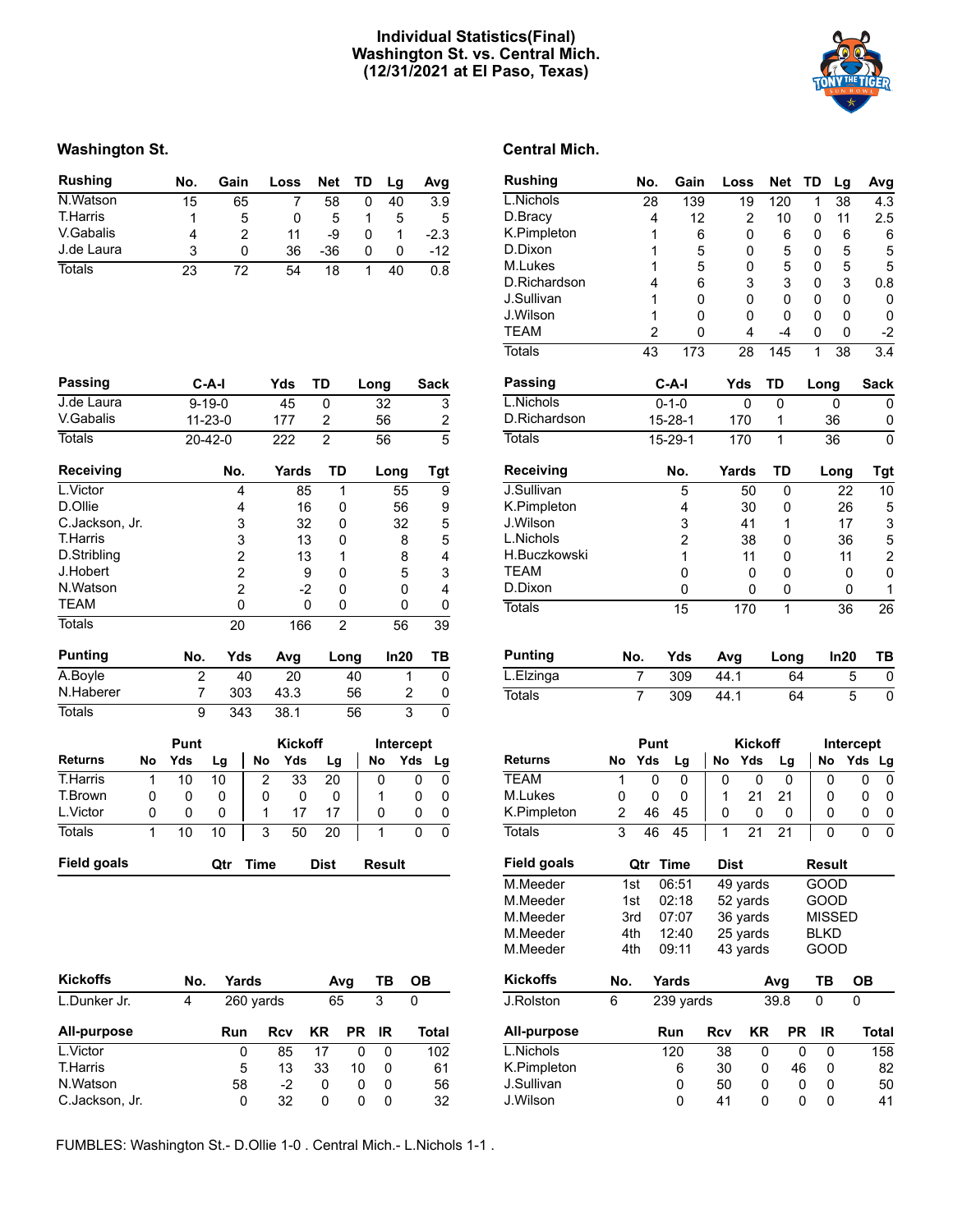# Individual Statistics(Final)
# Washington St. vs. Central Mich.
# (12/31/2021 at El Paso, Texas)

## Washington St.

| Rushing | No. | Gain | Loss | Net | TD | Lg | Avg |
|---|---|---|---|---|---|---|---|
| N.Watson | 15 | 65 | 7 | 58 | 0 | 40 | 3.9 |
| T.Harris | 1 | 5 | 0 | 5 | 1 | 5 | 5 |
| V.Gabalis | 4 | 2 | 11 | -9 | 0 | 1 | -2.3 |
| J.de Laura | 3 | 0 | 36 | -36 | 0 | 0 | -12 |
| Totals | 23 | 72 | 54 | 18 | 1 | 40 | 0.8 |

| Passing | C-A-I | Yds | TD | Long | Sack |
|---|---|---|---|---|---|
| J.de Laura | 9-19-0 | 45 | 0 | 32 | 3 |
| V.Gabalis | 11-23-0 | 177 | 2 | 56 | 2 |
| Totals | 20-42-0 | 222 | 2 | 56 | 5 |

| Receiving | No. | Yards | TD | Long | Tgt |
|---|---|---|---|---|---|
| L.Victor | 4 | 85 | 1 | 55 | 9 |
| D.Ollie | 4 | 16 | 0 | 56 | 9 |
| C.Jackson, Jr. | 3 | 32 | 0 | 32 | 5 |
| T.Harris | 3 | 13 | 0 | 8 | 5 |
| D.Stribling | 2 | 13 | 1 | 8 | 4 |
| J.Hobert | 2 | 9 | 0 | 5 | 3 |
| N.Watson | 2 | -2 | 0 | 0 | 4 |
| TEAM | 0 | 0 | 0 | 0 | 0 |
| Totals | 20 | 166 | 2 | 56 | 39 |

| Punting | No. | Yds | Avg | Long | In20 | TB |
|---|---|---|---|---|---|---|
| A.Boyle | 2 | 40 | 20 | 40 | 1 | 0 |
| N.Haberer | 7 | 303 | 43.3 | 56 | 2 | 0 |
| Totals | 9 | 343 | 38.1 | 56 | 3 | 0 |

| | Punt | | | Kickoff | | | Intercept | | |
|---|---|---|---|---|---|---|---|---|---|
| Returns | No | Yds | Lg | No | Yds | Lg | No | Yds | Lg |
| T.Harris | 1 | 10 | 10 | 2 | 33 | 20 | 0 | 0 | 0 |
| T.Brown | 0 | 0 | 0 | 0 | 0 | 0 | 1 | 0 | 0 |
| L.Victor | 0 | 0 | 0 | 1 | 17 | 17 | 0 | 0 | 0 |
| Totals | 1 | 10 | 10 | 3 | 50 | 20 | 1 | 0 | 0 |

| Field goals | Qtr | Time | Dist | Result |
|---|---|---|---|---|

| Kickoffs | No. | Yards | Avg | TB | OB |
|---|---|---|---|---|---|
| L.Dunker Jr. | 4 | 260 yards | 65 | 3 | 0 |

| All-purpose | Run | Rcv | KR | PR | IR | Total |
|---|---|---|---|---|---|---|
| L.Victor | 0 | 85 | 17 | 0 | 0 | 102 |
| T.Harris | 5 | 13 | 33 | 10 | 0 | 61 |
| N.Watson | 58 | -2 | 0 | 0 | 0 | 56 |
| C.Jackson, Jr. | 0 | 32 | 0 | 0 | 0 | 32 |

## Central Mich.

| Rushing | No. | Gain | Loss | Net | TD | Lg | Avg |
|---|---|---|---|---|---|---|---|
| L.Nichols | 28 | 139 | 19 | 120 | 1 | 38 | 4.3 |
| D.Bracy | 4 | 12 | 2 | 10 | 0 | 11 | 2.5 |
| K.Pimpleton | 1 | 6 | 0 | 6 | 0 | 6 | 6 |
| D.Dixon | 1 | 5 | 0 | 5 | 0 | 5 | 5 |
| M.Lukes | 1 | 5 | 0 | 5 | 0 | 5 | 5 |
| D.Richardson | 4 | 6 | 3 | 3 | 0 | 3 | 0.8 |
| J.Sullivan | 1 | 0 | 0 | 0 | 0 | 0 | 0 |
| J.Wilson | 1 | 0 | 0 | 0 | 0 | 0 | 0 |
| TEAM | 2 | 0 | 4 | -4 | 0 | 0 | -2 |
| Totals | 43 | 173 | 28 | 145 | 1 | 38 | 3.4 |

| Passing | C-A-I | Yds | TD | Long | Sack |
|---|---|---|---|---|---|
| L.Nichols | 0-1-0 | 0 | 0 | 0 | 0 |
| D.Richardson | 15-28-1 | 170 | 1 | 36 | 0 |
| Totals | 15-29-1 | 170 | 1 | 36 | 0 |

| Receiving | No. | Yards | TD | Long | Tgt |
|---|---|---|---|---|---|
| J.Sullivan | 5 | 50 | 0 | 22 | 10 |
| K.Pimpleton | 4 | 30 | 0 | 26 | 5 |
| J.Wilson | 3 | 41 | 1 | 17 | 3 |
| L.Nichols | 2 | 38 | 0 | 36 | 5 |
| H.Buczkowski | 1 | 11 | 0 | 11 | 2 |
| TEAM | 0 | 0 | 0 | 0 | 0 |
| D.Dixon | 0 | 0 | 0 | 0 | 1 |
| Totals | 15 | 170 | 1 | 36 | 26 |

| Punting | No. | Yds | Avg | Long | In20 | TB |
|---|---|---|---|---|---|---|
| L.Elzinga | 7 | 309 | 44.1 | 64 | 5 | 0 |
| Totals | 7 | 309 | 44.1 | 64 | 5 | 0 |

| | Punt | | | Kickoff | | | Intercept | | |
|---|---|---|---|---|---|---|---|---|---|
| Returns | No | Yds | Lg | No | Yds | Lg | No | Yds | Lg |
| TEAM | 1 | 0 | 0 | 0 | 0 | 0 | 0 | 0 | 0 |
| M.Lukes | 0 | 0 | 0 | 1 | 21 | 21 | 0 | 0 | 0 |
| K.Pimpleton | 2 | 46 | 45 | 0 | 0 | 0 | 0 | 0 | 0 |
| Totals | 3 | 46 | 45 | 1 | 21 | 21 | 0 | 0 | 0 |

| Field goals | Qtr | Time | Dist | Result |
|---|---|---|---|---|
| M.Meeder | 1st | 06:51 | 49 yards | GOOD |
| M.Meeder | 1st | 02:18 | 52 yards | GOOD |
| M.Meeder | 3rd | 07:07 | 36 yards | MISSED |
| M.Meeder | 4th | 12:40 | 25 yards | BLKD |
| M.Meeder | 4th | 09:11 | 43 yards | GOOD |

| Kickoffs | No. | Yards | Avg | TB | OB |
|---|---|---|---|---|---|
| J.Rolston | 6 | 239 yards | 39.8 | 0 | 0 |

| All-purpose | Run | Rcv | KR | PR | IR | Total |
|---|---|---|---|---|---|---|
| L.Nichols | 120 | 38 | 0 | 0 | 0 | 158 |
| K.Pimpleton | 6 | 30 | 0 | 46 | 0 | 82 |
| J.Sullivan | 0 | 50 | 0 | 0 | 0 | 50 |
| J.Wilson | 0 | 41 | 0 | 0 | 0 | 41 |

FUMBLES: Washington St.- D.Ollie 1-0 . Central Mich.- L.Nichols 1-1 .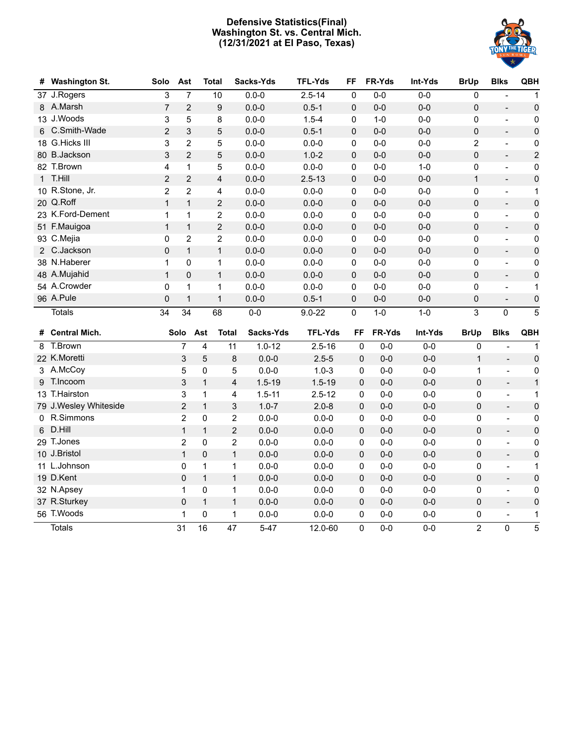# Defensive Statistics(Final)
## Washington St. vs. Central Mich.
## (12/31/2021 at El Paso, Texas)

| # | Washington St. | Solo | Ast | Total | Sacks-Yds | TFL-Yds | FF | FR-Yds | Int-Yds | BrUp | Blks | QBH |
|---|---|---|---|---|---|---|---|---|---|---|---|---|
| 37 | J.Rogers | 3 | 7 | 10 | 0.0-0 | 2.5-14 | 0 | 0-0 | 0-0 | 0 | - | 1 |
| 8 | A.Marsh | 7 | 2 | 9 | 0.0-0 | 0.5-1 | 0 | 0-0 | 0-0 | 0 | - | 0 |
| 13 | J.Woods | 3 | 5 | 8 | 0.0-0 | 1.5-4 | 0 | 1-0 | 0-0 | 0 | - | 0 |
| 6 | C.Smith-Wade | 2 | 3 | 5 | 0.0-0 | 0.5-1 | 0 | 0-0 | 0-0 | 0 | - | 0 |
| 18 | G.Hicks III | 3 | 2 | 5 | 0.0-0 | 0.0-0 | 0 | 0-0 | 0-0 | 2 | - | 0 |
| 80 | B.Jackson | 3 | 2 | 5 | 0.0-0 | 1.0-2 | 0 | 0-0 | 0-0 | 0 | - | 2 |
| 82 | T.Brown | 4 | 1 | 5 | 0.0-0 | 0.0-0 | 0 | 0-0 | 1-0 | 0 | - | 0 |
| 1 | T.Hill | 2 | 2 | 4 | 0.0-0 | 2.5-13 | 0 | 0-0 | 0-0 | 1 | - | 0 |
| 10 | R.Stone, Jr. | 2 | 2 | 4 | 0.0-0 | 0.0-0 | 0 | 0-0 | 0-0 | 0 | - | 1 |
| 20 | Q.Roff | 1 | 1 | 2 | 0.0-0 | 0.0-0 | 0 | 0-0 | 0-0 | 0 | - | 0 |
| 23 | K.Ford-Dement | 1 | 1 | 2 | 0.0-0 | 0.0-0 | 0 | 0-0 | 0-0 | 0 | - | 0 |
| 51 | F.Mauigoa | 1 | 1 | 2 | 0.0-0 | 0.0-0 | 0 | 0-0 | 0-0 | 0 | - | 0 |
| 93 | C.Mejia | 0 | 2 | 2 | 0.0-0 | 0.0-0 | 0 | 0-0 | 0-0 | 0 | - | 0 |
| 2 | C.Jackson | 0 | 1 | 1 | 0.0-0 | 0.0-0 | 0 | 0-0 | 0-0 | 0 | - | 0 |
| 38 | N.Haberer | 1 | 0 | 1 | 0.0-0 | 0.0-0 | 0 | 0-0 | 0-0 | 0 | - | 0 |
| 48 | A.Mujahid | 1 | 0 | 1 | 0.0-0 | 0.0-0 | 0 | 0-0 | 0-0 | 0 | - | 0 |
| 54 | A.Crowder | 0 | 1 | 1 | 0.0-0 | 0.0-0 | 0 | 0-0 | 0-0 | 0 | - | 1 |
| 96 | A.Pule | 0 | 1 | 1 | 0.0-0 | 0.5-1 | 0 | 0-0 | 0-0 | 0 | - | 0 |
| | Totals | 34 | 34 | 68 | 0-0 | 9.0-22 | 0 | 1-0 | 1-0 | 3 | 0 | 5 |

| # | Central Mich. | Solo | Ast | Total | Sacks-Yds | TFL-Yds | FF | FR-Yds | Int-Yds | BrUp | Blks | QBH |
|---|---|---|---|---|---|---|---|---|---|---|---|---|
| 8 | T.Brown | 7 | 4 | 11 | 1.0-12 | 2.5-16 | 0 | 0-0 | 0-0 | 0 | - | 1 |
| 22 | K.Moretti | 3 | 5 | 8 | 0.0-0 | 2.5-5 | 0 | 0-0 | 0-0 | 1 | - | 0 |
| 3 | A.McCoy | 5 | 0 | 5 | 0.0-0 | 1.0-3 | 0 | 0-0 | 0-0 | 1 | - | 0 |
| 9 | T.Incoom | 3 | 1 | 4 | 1.5-19 | 1.5-19 | 0 | 0-0 | 0-0 | 0 | - | 1 |
| 13 | T.Hairston | 3 | 1 | 4 | 1.5-11 | 2.5-12 | 0 | 0-0 | 0-0 | 0 | - | 1 |
| 79 | J.Wesley Whiteside | 2 | 1 | 3 | 1.0-7 | 2.0-8 | 0 | 0-0 | 0-0 | 0 | - | 0 |
| 0 | R.Simmons | 2 | 0 | 2 | 0.0-0 | 0.0-0 | 0 | 0-0 | 0-0 | 0 | - | 0 |
| 6 | D.Hill | 1 | 1 | 2 | 0.0-0 | 0.0-0 | 0 | 0-0 | 0-0 | 0 | - | 0 |
| 29 | T.Jones | 2 | 0 | 2 | 0.0-0 | 0.0-0 | 0 | 0-0 | 0-0 | 0 | - | 0 |
| 10 | J.Bristol | 1 | 0 | 1 | 0.0-0 | 0.0-0 | 0 | 0-0 | 0-0 | 0 | - | 0 |
| 11 | L.Johnson | 0 | 1 | 1 | 0.0-0 | 0.0-0 | 0 | 0-0 | 0-0 | 0 | - | 1 |
| 19 | D.Kent | 0 | 1 | 1 | 0.0-0 | 0.0-0 | 0 | 0-0 | 0-0 | 0 | - | 0 |
| 32 | N.Apsey | 1 | 0 | 1 | 0.0-0 | 0.0-0 | 0 | 0-0 | 0-0 | 0 | - | 0 |
| 37 | R.Sturkey | 0 | 1 | 1 | 0.0-0 | 0.0-0 | 0 | 0-0 | 0-0 | 0 | - | 0 |
| 56 | T.Woods | 1 | 0 | 1 | 0.0-0 | 0.0-0 | 0 | 0-0 | 0-0 | 0 | - | 1 |
| | Totals | 31 | 16 | 47 | 5-47 | 12.0-60 | 0 | 0-0 | 0-0 | 2 | 0 | 5 |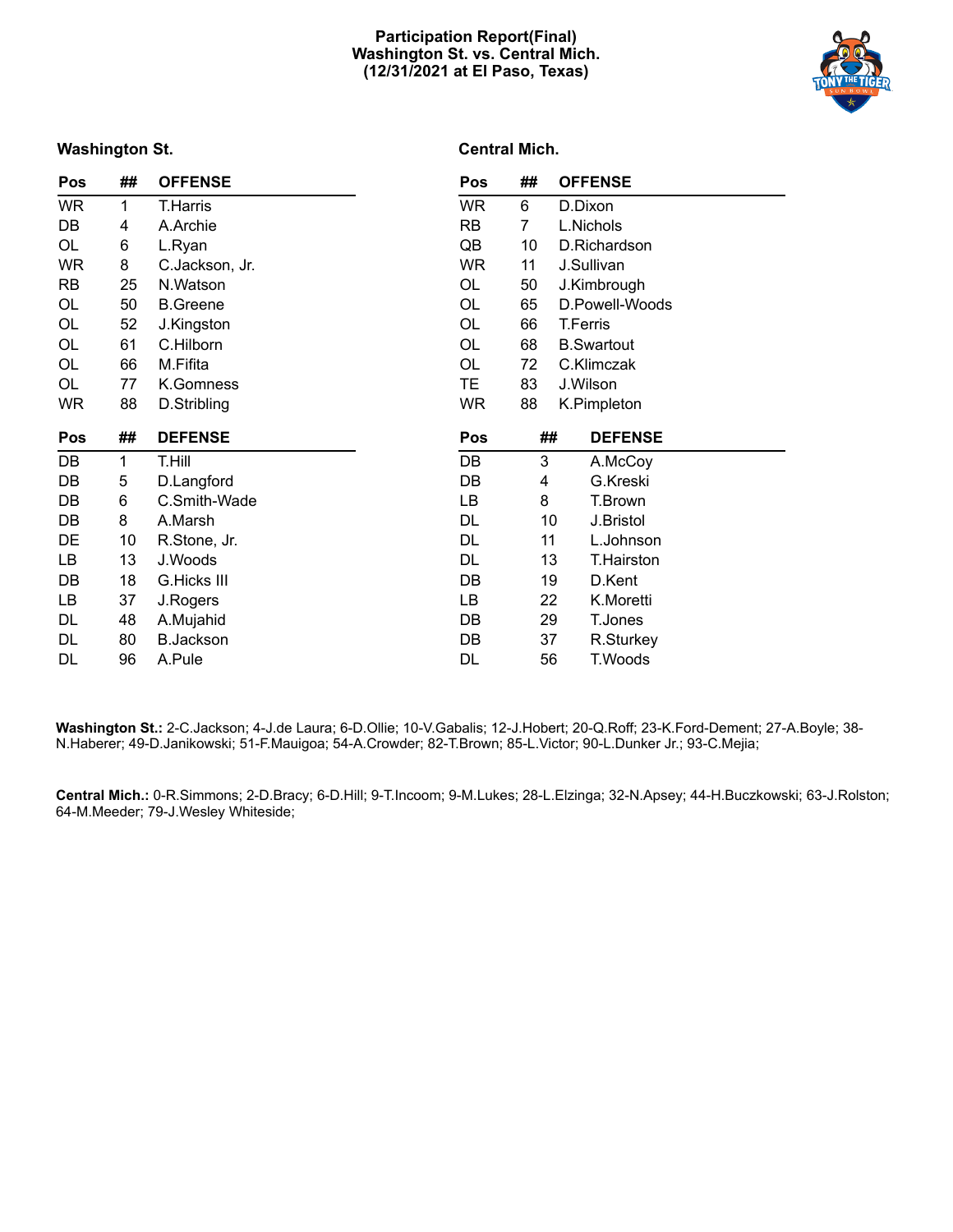# Participation Report(Final)
## Washington St. vs. Central Mich.
## (12/31/2021 at El Paso, Texas)

### Washington St.

| Pos | ## | OFFENSE |
|---|---|---|
| WR | 1 | T.Harris |
| DB | 4 | A.Archie |
| OL | 6 | L.Ryan |
| WR | 8 | C.Jackson, Jr. |
| RB | 25 | N.Watson |
| OL | 50 | B.Greene |
| OL | 52 | J.Kingston |
| OL | 61 | C.Hilborn |
| OL | 66 | M.Fifita |
| OL | 77 | K.Gomness |
| WR | 88 | D.Stribling |

| Pos | ## | DEFENSE |
|---|---|---|
| DB | 1 | T.Hill |
| DB | 5 | D.Langford |
| DB | 6 | C.Smith-Wade |
| DB | 8 | A.Marsh |
| DE | 10 | R.Stone, Jr. |
| LB | 13 | J.Woods |
| DB | 18 | G.Hicks III |
| LB | 37 | J.Rogers |
| DL | 48 | A.Mujahid |
| DL | 80 | B.Jackson |
| DL | 96 | A.Pule |

### Central Mich.

| Pos | ## | OFFENSE |
|---|---|---|
| WR | 6 | D.Dixon |
| RB | 7 | L.Nichols |
| QB | 10 | D.Richardson |
| WR | 11 | J.Sullivan |
| OL | 50 | J.Kimbrough |
| OL | 65 | D.Powell-Woods |
| OL | 66 | T.Ferris |
| OL | 68 | B.Swartout |
| OL | 72 | C.Klimczak |
| TE | 83 | J.Wilson |
| WR | 88 | K.Pimpleton |

| Pos | ## | DEFENSE |
|---|---|---|
| DB | 3 | A.McCoy |
| DB | 4 | G.Kreski |
| LB | 8 | T.Brown |
| DL | 10 | J.Bristol |
| DL | 11 | L.Johnson |
| DL | 13 | T.Hairston |
| DB | 19 | D.Kent |
| LB | 22 | K.Moretti |
| DB | 29 | T.Jones |
| DB | 37 | R.Sturkey |
| DL | 56 | T.Woods |

**Washington St.:** 2-C.Jackson; 4-J.de Laura; 6-D.Ollie; 10-V.Gabalis; 12-J.Hobert; 20-Q.Roff; 23-K.Ford-Dement; 27-A.Boyle; 38-N.Haberer; 49-D.Janikowski; 51-F.Mauigoa; 54-A.Crowder; 82-T.Brown; 85-L.Victor; 90-L.Dunker Jr.; 93-C.Mejia;

**Central Mich.:** 0-R.Simmons; 2-D.Bracy; 6-D.Hill; 9-T.Incoom; 9-M.Lukes; 28-L.Elzinga; 32-N.Apsey; 44-H.Buczkowski; 63-J.Rolston; 64-M.Meeder; 79-J.Wesley Whiteside;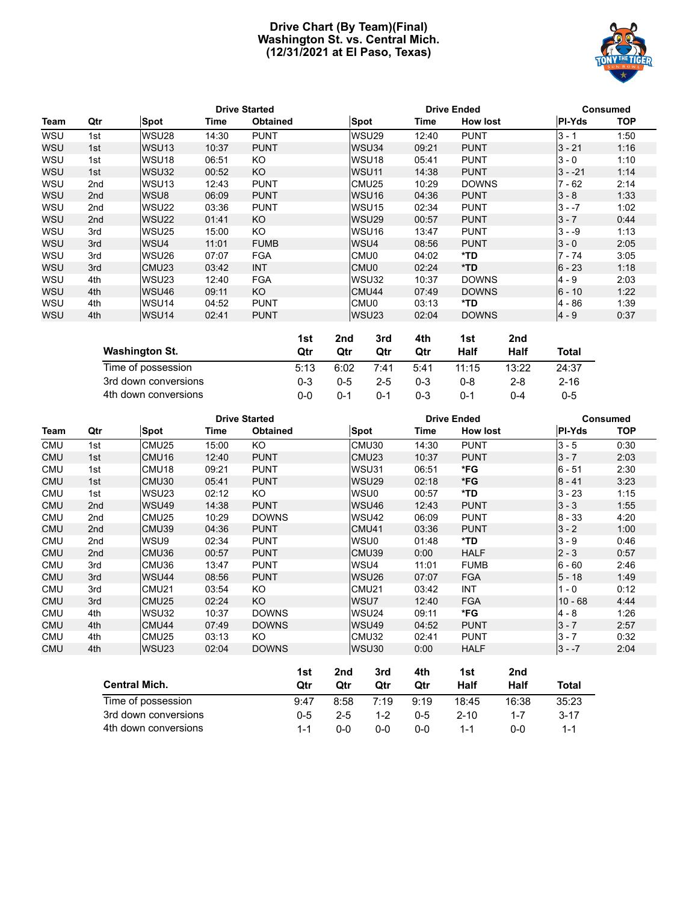# Drive Chart (By Team)(Final)
## Washington St. vs. Central Mich.
## (12/31/2021 at El Paso, Texas)

| | | Drive Started | | | Drive Ended | | | Consumed | |
|---|---|---|---|---|---|---|---|---|---|
| **Team** | **Qtr** | **Spot** | **Time** | **Obtained** | **Spot** | **Time** | **How lost** | **Pl-Yds** | **TOP** |
| WSU | 1st | WSU28 | 14:30 | PUNT | WSU29 | 12:40 | PUNT | 3 - 1 | 1:50 |
| WSU | 1st | WSU13 | 10:37 | PUNT | WSU34 | 09:21 | PUNT | 3 - 21 | 1:16 |
| WSU | 1st | WSU18 | 06:51 | KO | WSU18 | 05:41 | PUNT | 3 - 0 | 1:10 |
| WSU | 1st | WSU32 | 00:52 | KO | WSU11 | 14:38 | PUNT | 3 - -21 | 1:14 |
| WSU | 2nd | WSU13 | 12:43 | PUNT | CMU25 | 10:29 | DOWNS | 7 - 62 | 2:14 |
| WSU | 2nd | WSU8 | 06:09 | PUNT | WSU16 | 04:36 | PUNT | 3 - 8 | 1:33 |
| WSU | 2nd | WSU22 | 03:36 | PUNT | WSU15 | 02:34 | PUNT | 3 - -7 | 1:02 |
| WSU | 2nd | WSU22 | 01:41 | KO | WSU29 | 00:57 | PUNT | 3 - 7 | 0:44 |
| WSU | 3rd | WSU25 | 15:00 | KO | WSU16 | 13:47 | PUNT | 3 - -9 | 1:13 |
| WSU | 3rd | WSU4 | 11:01 | FUMB | WSU4 | 08:56 | PUNT | 3 - 0 | 2:05 |
| WSU | 3rd | WSU26 | 07:07 | FGA | CMU0 | 04:02 | *TD | 7 - 74 | 3:05 |
| WSU | 3rd | CMU23 | 03:42 | INT | CMU0 | 02:24 | *TD | 6 - 23 | 1:18 |
| WSU | 4th | WSU23 | 12:40 | FGA | WSU32 | 10:37 | DOWNS | 4 - 9 | 2:03 |
| WSU | 4th | WSU46 | 09:11 | KO | CMU44 | 07:49 | DOWNS | 6 - 10 | 1:22 |
| WSU | 4th | WSU14 | 04:52 | PUNT | CMU0 | 03:13 | *TD | 4 - 86 | 1:39 |
| WSU | 4th | WSU14 | 02:41 | PUNT | WSU23 | 02:04 | DOWNS | 4 - 9 | 0:37 |

| Washington St. | 1st Qtr | 2nd Qtr | 3rd Qtr | 4th Qtr | 1st Half | 2nd Half | Total |
|---|---|---|---|---|---|---|---|
| Time of possession | 5:13 | 6:02 | 7:41 | 5:41 | 11:15 | 13:22 | 24:37 |
| 3rd down conversions | 0-3 | 0-5 | 2-5 | 0-3 | 0-8 | 2-8 | 2-16 |
| 4th down conversions | 0-0 | 0-1 | 0-1 | 0-3 | 0-1 | 0-4 | 0-5 |

| | | Drive Started | | | Drive Ended | | | Consumed | |
|---|---|---|---|---|---|---|---|---|---|
| **Team** | **Qtr** | **Spot** | **Time** | **Obtained** | **Spot** | **Time** | **How lost** | **Pl-Yds** | **TOP** |
| CMU | 1st | CMU25 | 15:00 | KO | CMU30 | 14:30 | PUNT | 3 - 5 | 0:30 |
| CMU | 1st | CMU16 | 12:40 | PUNT | CMU23 | 10:37 | PUNT | 3 - 7 | 2:03 |
| CMU | 1st | CMU18 | 09:21 | PUNT | WSU31 | 06:51 | *FG | 6 - 51 | 2:30 |
| CMU | 1st | CMU30 | 05:41 | PUNT | WSU29 | 02:18 | *FG | 8 - 41 | 3:23 |
| CMU | 1st | WSU23 | 02:12 | KO | WSU0 | 00:57 | *TD | 3 - 23 | 1:15 |
| CMU | 2nd | WSU49 | 14:38 | PUNT | WSU46 | 12:43 | PUNT | 3 - 3 | 1:55 |
| CMU | 2nd | CMU25 | 10:29 | DOWNS | WSU42 | 06:09 | PUNT | 8 - 33 | 4:20 |
| CMU | 2nd | CMU39 | 04:36 | PUNT | CMU41 | 03:36 | PUNT | 3 - 2 | 1:00 |
| CMU | 2nd | WSU9 | 02:34 | PUNT | WSU0 | 01:48 | *TD | 3 - 9 | 0:46 |
| CMU | 2nd | CMU36 | 00:57 | PUNT | CMU39 | 0:00 | HALF | 2 - 3 | 0:57 |
| CMU | 3rd | CMU36 | 13:47 | PUNT | WSU4 | 11:01 | FUMB | 6 - 60 | 2:46 |
| CMU | 3rd | WSU44 | 08:56 | PUNT | WSU26 | 07:07 | FGA | 5 - 18 | 1:49 |
| CMU | 3rd | CMU21 | 03:54 | KO | CMU21 | 03:42 | INT | 1 - 0 | 0:12 |
| CMU | 3rd | CMU25 | 02:24 | KO | WSU7 | 12:40 | FGA | 10 - 68 | 4:44 |
| CMU | 4th | WSU32 | 10:37 | DOWNS | WSU24 | 09:11 | *FG | 4 - 8 | 1:26 |
| CMU | 4th | CMU44 | 07:49 | DOWNS | WSU49 | 04:52 | PUNT | 3 - 7 | 2:57 |
| CMU | 4th | CMU25 | 03:13 | KO | CMU32 | 02:41 | PUNT | 3 - 7 | 0:32 |
| CMU | 4th | WSU23 | 02:04 | DOWNS | WSU30 | 0:00 | HALF | 3 - -7 | 2:04 |

| Central Mich. | 1st Qtr | 2nd Qtr | 3rd Qtr | 4th Qtr | 1st Half | 2nd Half | Total |
|---|---|---|---|---|---|---|---|
| Time of possession | 9:47 | 8:58 | 7:19 | 9:19 | 18:45 | 16:38 | 35:23 |
| 3rd down conversions | 0-5 | 2-5 | 1-2 | 0-5 | 2-10 | 1-7 | 3-17 |
| 4th down conversions | 1-1 | 0-0 | 0-0 | 0-0 | 1-1 | 0-0 | 1-1 |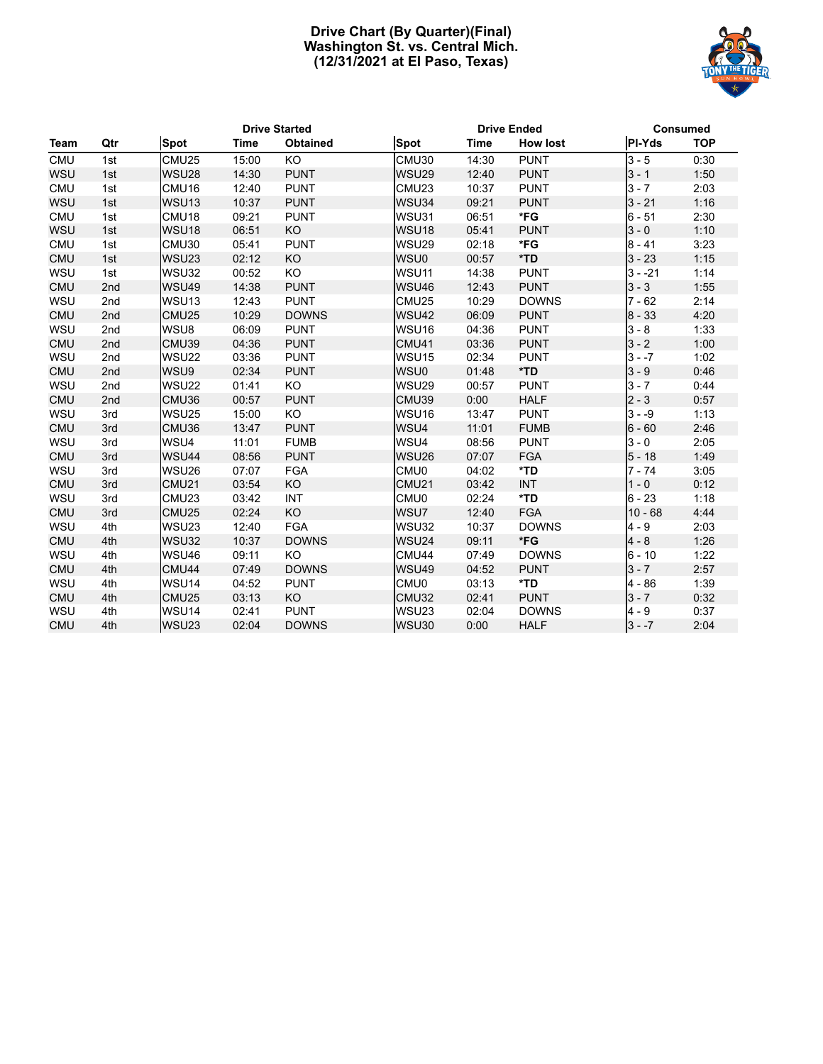# Drive Chart (By Quarter)(Final)
## Washington St. vs. Central Mich.
## (12/31/2021 at El Paso, Texas)

| | | Drive Started | | | Drive Ended | | | Consumed | |
|---|---|---|---|---|---|---|---|---|---|
| **Team** | **Qtr** | **Spot** | **Time** | **Obtained** | **Spot** | **Time** | **How lost** | **Pl-Yds** | **TOP** |
| CMU | 1st | CMU25 | 15:00 | KO | CMU30 | 14:30 | PUNT | 3 - 5 | 0:30 |
| WSU | 1st | WSU28 | 14:30 | PUNT | WSU29 | 12:40 | PUNT | 3 - 1 | 1:50 |
| CMU | 1st | CMU16 | 12:40 | PUNT | CMU23 | 10:37 | PUNT | 3 - 7 | 2:03 |
| WSU | 1st | WSU13 | 10:37 | PUNT | WSU34 | 09:21 | PUNT | 3 - 21 | 1:16 |
| CMU | 1st | CMU18 | 09:21 | PUNT | WSU31 | 06:51 | ***FG** | 6 - 51 | 2:30 |
| WSU | 1st | WSU18 | 06:51 | KO | WSU18 | 05:41 | PUNT | 3 - 0 | 1:10 |
| CMU | 1st | CMU30 | 05:41 | PUNT | WSU29 | 02:18 | ***FG** | 8 - 41 | 3:23 |
| CMU | 1st | WSU23 | 02:12 | KO | WSU0 | 00:57 | ***TD** | 3 - 23 | 1:15 |
| WSU | 1st | WSU32 | 00:52 | KO | WSU11 | 14:38 | PUNT | 3 - -21 | 1:14 |
| CMU | 2nd | WSU49 | 14:38 | PUNT | WSU46 | 12:43 | PUNT | 3 - 3 | 1:55 |
| WSU | 2nd | WSU13 | 12:43 | PUNT | CMU25 | 10:29 | DOWNS | 7 - 62 | 2:14 |
| CMU | 2nd | CMU25 | 10:29 | DOWNS | WSU42 | 06:09 | PUNT | 8 - 33 | 4:20 |
| WSU | 2nd | WSU8 | 06:09 | PUNT | WSU16 | 04:36 | PUNT | 3 - 8 | 1:33 |
| CMU | 2nd | CMU39 | 04:36 | PUNT | CMU41 | 03:36 | PUNT | 3 - 2 | 1:00 |
| WSU | 2nd | WSU22 | 03:36 | PUNT | WSU15 | 02:34 | PUNT | 3 - -7 | 1:02 |
| CMU | 2nd | WSU9 | 02:34 | PUNT | WSU0 | 01:48 | ***TD** | 3 - 9 | 0:46 |
| WSU | 2nd | WSU22 | 01:41 | KO | WSU29 | 00:57 | PUNT | 3 - 7 | 0:44 |
| CMU | 2nd | CMU36 | 00:57 | PUNT | CMU39 | 0:00 | HALF | 2 - 3 | 0:57 |
| WSU | 3rd | WSU25 | 15:00 | KO | WSU16 | 13:47 | PUNT | 3 - -9 | 1:13 |
| CMU | 3rd | CMU36 | 13:47 | PUNT | WSU4 | 11:01 | FUMB | 6 - 60 | 2:46 |
| WSU | 3rd | WSU4 | 11:01 | FUMB | WSU4 | 08:56 | PUNT | 3 - 0 | 2:05 |
| CMU | 3rd | WSU44 | 08:56 | PUNT | WSU26 | 07:07 | FGA | 5 - 18 | 1:49 |
| WSU | 3rd | WSU26 | 07:07 | FGA | CMU0 | 04:02 | ***TD** | 7 - 74 | 3:05 |
| CMU | 3rd | CMU21 | 03:54 | KO | CMU21 | 03:42 | INT | 1 - 0 | 0:12 |
| WSU | 3rd | CMU23 | 03:42 | INT | CMU0 | 02:24 | ***TD** | 6 - 23 | 1:18 |
| CMU | 3rd | CMU25 | 02:24 | KO | WSU7 | 12:40 | FGA | 10 - 68 | 4:44 |
| WSU | 4th | WSU23 | 12:40 | FGA | WSU32 | 10:37 | DOWNS | 4 - 9 | 2:03 |
| CMU | 4th | WSU32 | 10:37 | DOWNS | WSU24 | 09:11 | ***FG** | 4 - 8 | 1:26 |
| WSU | 4th | WSU46 | 09:11 | KO | CMU44 | 07:49 | DOWNS | 6 - 10 | 1:22 |
| CMU | 4th | CMU44 | 07:49 | DOWNS | WSU49 | 04:52 | PUNT | 3 - 7 | 2:57 |
| WSU | 4th | WSU14 | 04:52 | PUNT | CMU0 | 03:13 | ***TD** | 4 - 86 | 1:39 |
| CMU | 4th | CMU25 | 03:13 | KO | CMU32 | 02:41 | PUNT | 3 - 7 | 0:32 |
| WSU | 4th | WSU14 | 02:41 | PUNT | WSU23 | 02:04 | DOWNS | 4 - 9 | 0:37 |
| CMU | 4th | WSU23 | 02:04 | DOWNS | WSU30 | 0:00 | HALF | 3 - -7 | 2:04 |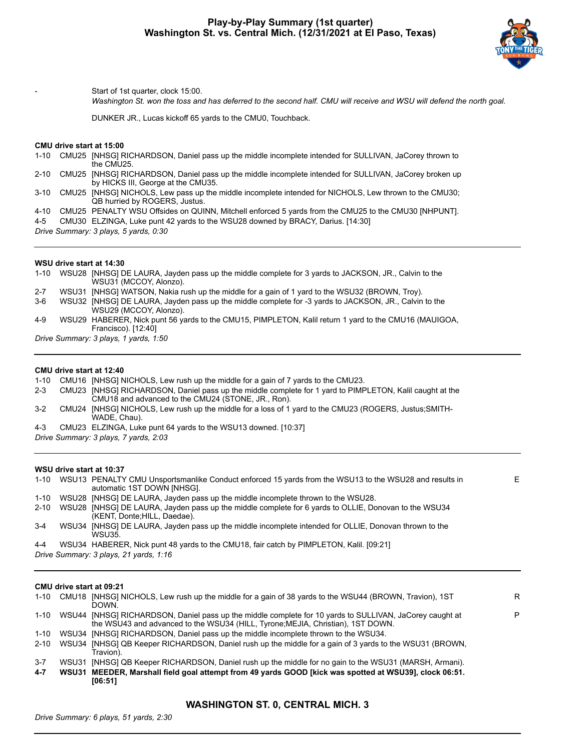# Play-by-Play Summary (1st quarter)
## Washington St. vs. Central Mich. (12/31/2021 at El Paso, Texas)

- Start of 1st quarter, clock 15:00.

*Washington St. won the toss and has deferred to the second half. CMU will receive and WSU will defend the north goal.*

DUNKER JR., Lucas kickoff 65 yards to the CMU0, Touchback.

**CMU drive start at 15:00**

| | | | |
|---|---|---|---|
| 1-10 | CMU25 | [NHSG] RICHARDSON, Daniel pass up the middle incomplete intended for SULLIVAN, JaCorey thrown to the CMU25. | |
| 2-10 | CMU25 | [NHSG] RICHARDSON, Daniel pass up the middle incomplete intended for SULLIVAN, JaCorey broken up by HICKS III, George at the CMU35. | |
| 3-10 | CMU25 | [NHSG] NICHOLS, Lew pass up the middle incomplete intended for NICHOLS, Lew thrown to the CMU30; QB hurried by ROGERS, Justus. | |
| 4-10 | CMU25 | PENALTY WSU Offsides on QUINN, Mitchell enforced 5 yards from the CMU25 to the CMU30 [NHPUNT]. | |
| 4-5 | CMU30 | ELZINGA, Luke punt 42 yards to the WSU28 downed by BRACY, Darius. [14:30] | |

*Drive Summary: 3 plays, 5 yards, 0:30*

**WSU drive start at 14:30**

| | | | |
|---|---|---|---|
| 1-10 | WSU28 | [NHSG] DE LAURA, Jayden pass up the middle complete for 3 yards to JACKSON, JR., Calvin to the WSU31 (MCCOY, Alonzo). | |
| 2-7 | WSU31 | [NHSG] WATSON, Nakia rush up the middle for a gain of 1 yard to the WSU32 (BROWN, Troy). | |
| 3-6 | WSU32 | [NHSG] DE LAURA, Jayden pass up the middle complete for -3 yards to JACKSON, JR., Calvin to the WSU29 (MCCOY, Alonzo). | |
| 4-9 | WSU29 | HABERER, Nick punt 56 yards to the CMU15, PIMPLETON, Kalil return 1 yard to the CMU16 (MAUIGOA, Francisco). [12:40] | |

*Drive Summary: 3 plays, 1 yards, 1:50*

**CMU drive start at 12:40**

| | | | |
|---|---|---|---|
| 1-10 | CMU16 | [NHSG] NICHOLS, Lew rush up the middle for a gain of 7 yards to the CMU23. | |
| 2-3 | CMU23 | [NHSG] RICHARDSON, Daniel pass up the middle complete for 1 yard to PIMPLETON, Kalil caught at the CMU18 and advanced to the CMU24 (STONE, JR., Ron). | |
| 3-2 | CMU24 | [NHSG] NICHOLS, Lew rush up the middle for a loss of 1 yard to the CMU23 (ROGERS, Justus;SMITH-WADE, Chau). | |
| 4-3 | CMU23 | ELZINGA, Luke punt 64 yards to the WSU13 downed. [10:37] | |

*Drive Summary: 3 plays, 7 yards, 2:03*

**WSU drive start at 10:37**

| | | | |
|---|---|---|---|
| 1-10 | WSU13 | PENALTY CMU Unsportsmanlike Conduct enforced 15 yards from the WSU13 to the WSU28 and results in automatic 1ST DOWN [NHSG]. | E |
| 1-10 | WSU28 | [NHSG] DE LAURA, Jayden pass up the middle incomplete thrown to the WSU28. | |
| 2-10 | WSU28 | [NHSG] DE LAURA, Jayden pass up the middle complete for 6 yards to OLLIE, Donovan to the WSU34 (KENT, Donte;HILL, Daedae). | |
| 3-4 | WSU34 | [NHSG] DE LAURA, Jayden pass up the middle incomplete intended for OLLIE, Donovan thrown to the WSU35. | |
| 4-4 | WSU34 | HABERER, Nick punt 48 yards to the CMU18, fair catch by PIMPLETON, Kalil. [09:21] | |

*Drive Summary: 3 plays, 21 yards, 1:16*

**CMU drive start at 09:21**

| | | | |
|---|---|---|---|
| 1-10 | CMU18 | [NHSG] NICHOLS, Lew rush up the middle for a gain of 38 yards to the WSU44 (BROWN, Travion), 1ST DOWN. | R |
| 1-10 | WSU44 | [NHSG] RICHARDSON, Daniel pass up the middle complete for 10 yards to SULLIVAN, JaCorey caught at the WSU43 and advanced to the WSU34 (HILL, Tyrone;MEJIA, Christian), 1ST DOWN. | P |
| 1-10 | WSU34 | [NHSG] RICHARDSON, Daniel pass up the middle incomplete thrown to the WSU34. | |
| 2-10 | WSU34 | [NHSG] QB Keeper RICHARDSON, Daniel rush up the middle for a gain of 3 yards to the WSU31 (BROWN, Travion). | |
| 3-7 | WSU31 | [NHSG] QB Keeper RICHARDSON, Daniel rush up the middle for no gain to the WSU31 (MARSH, Armani). | |
| **4-7** | **WSU31** | **MEEDER, Marshall field goal attempt from 49 yards GOOD [kick was spotted at WSU39], clock 06:51. [06:51]** | |

**WASHINGTON ST. 0, CENTRAL MICH. 3**

*Drive Summary: 6 plays, 51 yards, 2:30*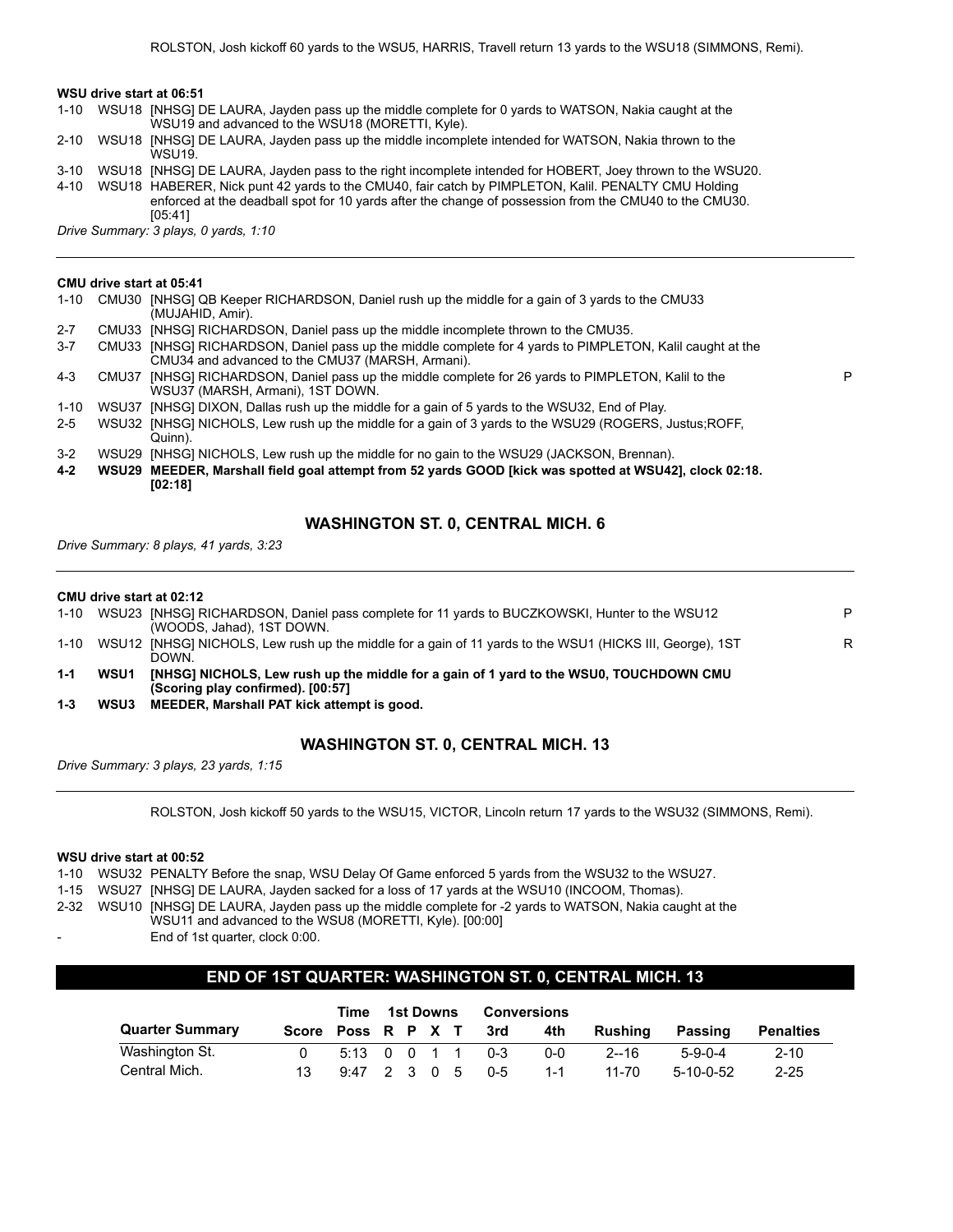ROLSTON, Josh kickoff 60 yards to the WSU5, HARRIS, Travell return 13 yards to the WSU18 (SIMMONS, Remi).

**WSU drive start at 06:51**

| Down | Spot | Play | |
|---|---|---|---|
| 1-10 | WSU18 | [NHSG] DE LAURA, Jayden pass up the middle complete for 0 yards to WATSON, Nakia caught at the WSU19 and advanced to the WSU18 (MORETTI, Kyle). | |
| 2-10 | WSU18 | [NHSG] DE LAURA, Jayden pass up the middle incomplete intended for WATSON, Nakia thrown to the WSU19. | |
| 3-10 | WSU18 | [NHSG] DE LAURA, Jayden pass to the right incomplete intended for HOBERT, Joey thrown to the WSU20. | |
| 4-10 | WSU18 | HABERER, Nick punt 42 yards to the CMU40, fair catch by PIMPLETON, Kalil. PENALTY CMU Holding enforced at the deadball spot for 10 yards after the change of possession from the CMU40 to the CMU30. [05:41] | |

*Drive Summary: 3 plays, 0 yards, 1:10*

---

**CMU drive start at 05:41**

| Down | Spot | Play | |
|---|---|---|---|
| 1-10 | CMU30 | [NHSG] QB Keeper RICHARDSON, Daniel rush up the middle for a gain of 3 yards to the CMU33 (MUJAHID, Amir). | |
| 2-7 | CMU33 | [NHSG] RICHARDSON, Daniel pass up the middle incomplete thrown to the CMU35. | |
| 3-7 | CMU33 | [NHSG] RICHARDSON, Daniel pass up the middle complete for 4 yards to PIMPLETON, Kalil caught at the CMU34 and advanced to the CMU37 (MARSH, Armani). | |
| 4-3 | CMU37 | [NHSG] RICHARDSON, Daniel pass up the middle complete for 26 yards to PIMPLETON, Kalil to the WSU37 (MARSH, Armani), 1ST DOWN. | P |
| 1-10 | WSU37 | [NHSG] DIXON, Dallas rush up the middle for a gain of 5 yards to the WSU32, End of Play. | |
| 2-5 | WSU32 | [NHSG] NICHOLS, Lew rush up the middle for a gain of 3 yards to the WSU29 (ROGERS, Justus;ROFF, Quinn). | |
| 3-2 | WSU29 | [NHSG] NICHOLS, Lew rush up the middle for no gain to the WSU29 (JACKSON, Brennan). | |
| **4-2** | **WSU29** | **MEEDER, Marshall field goal attempt from 52 yards GOOD [kick was spotted at WSU42], clock 02:18. [02:18]** | |

### WASHINGTON ST. 0, CENTRAL MICH. 6

*Drive Summary: 8 plays, 41 yards, 3:23*

---

**CMU drive start at 02:12**

| Down | Spot | Play | |
|---|---|---|---|
| 1-10 | WSU23 | [NHSG] RICHARDSON, Daniel pass complete for 11 yards to BUCZKOWSKI, Hunter to the WSU12 (WOODS, Jahad), 1ST DOWN. | P |
| 1-10 | WSU12 | [NHSG] NICHOLS, Lew rush up the middle for a gain of 11 yards to the WSU1 (HICKS III, George), 1ST DOWN. | R |
| **1-1** | **WSU1** | **[NHSG] NICHOLS, Lew rush up the middle for a gain of 1 yard to the WSU0, TOUCHDOWN CMU (Scoring play confirmed). [00:57]** | |
| **1-3** | **WSU3** | **MEEDER, Marshall PAT kick attempt is good.** | |

### WASHINGTON ST. 0, CENTRAL MICH. 13

*Drive Summary: 3 plays, 23 yards, 1:15*

---

ROLSTON, Josh kickoff 50 yards to the WSU15, VICTOR, Lincoln return 17 yards to the WSU32 (SIMMONS, Remi).

**WSU drive start at 00:52**

| Down | Spot | Play |
|---|---|---|
| 1-10 | WSU32 | PENALTY Before the snap, WSU Delay Of Game enforced 5 yards from the WSU32 to the WSU27. |
| 1-15 | WSU27 | [NHSG] DE LAURA, Jayden sacked for a loss of 17 yards at the WSU10 (INCOOM, Thomas). |
| 2-32 | WSU10 | [NHSG] DE LAURA, Jayden pass up the middle complete for -2 yards to WATSON, Nakia caught at the WSU11 and advanced to the WSU8 (MORETTI, Kyle). [00:00] |
| - | | End of 1st quarter, clock 0:00. |

## END OF 1ST QUARTER: WASHINGTON ST. 0, CENTRAL MICH. 13

| Quarter Summary | Score | Time Poss | 1st Downs R | P | X | T | Conversions 3rd | 4th | Rushing | Passing | Penalties |
|---|---|---|---|---|---|---|---|---|---|---|---|
| Washington St. | 0 | 5:13 | 0 | 0 | 1 | 1 | 0-3 | 0-0 | 2--16 | 5-9-0-4 | 2-10 |
| Central Mich. | 13 | 9:47 | 2 | 3 | 0 | 5 | 0-5 | 1-1 | 11-70 | 5-10-0-52 | 2-25 |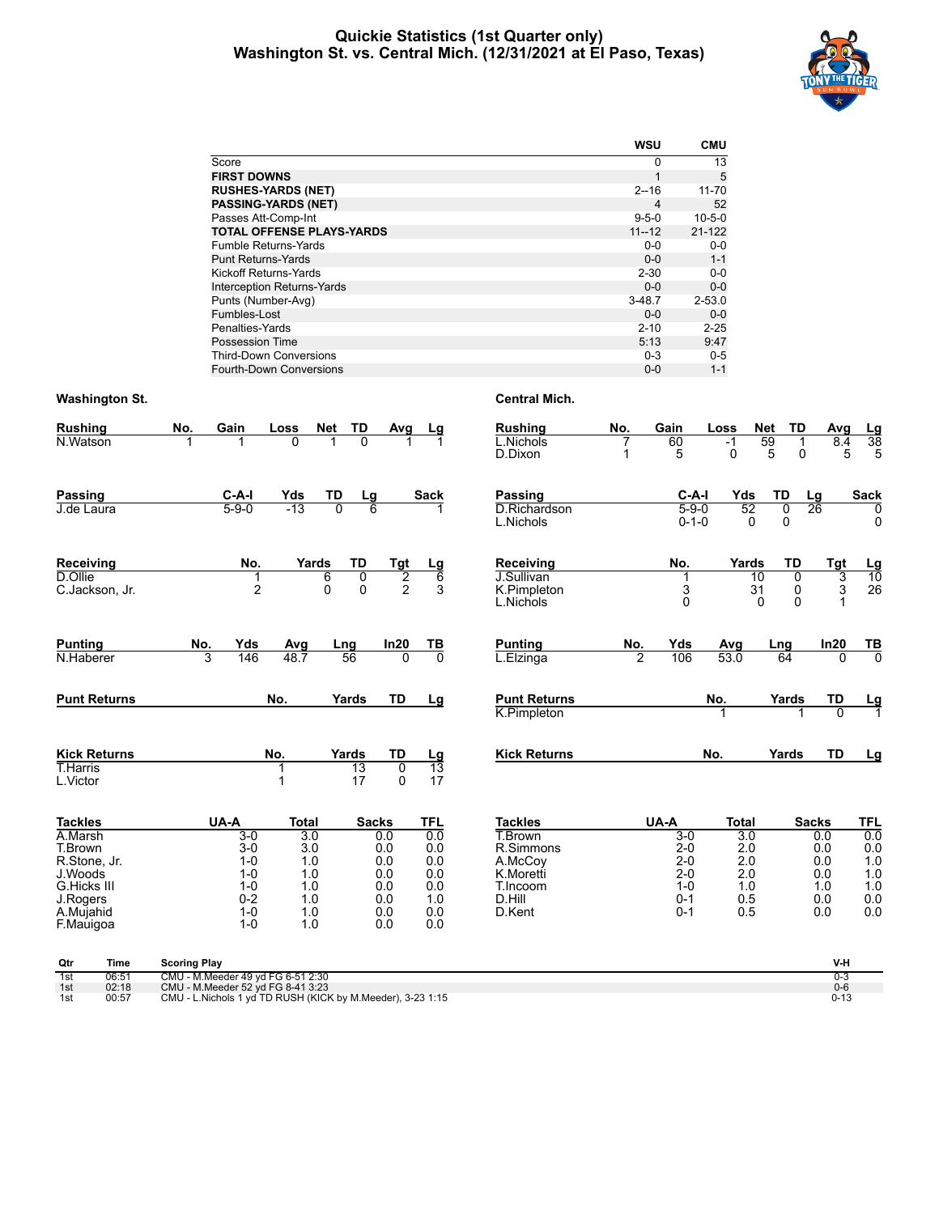# Quickie Statistics (1st Quarter only)
## Washington St. vs. Central Mich. (12/31/2021 at El Paso, Texas)

| | WSU | CMU |
|---|---|---|
| Score | 0 | 13 |
| **FIRST DOWNS** | 1 | 5 |
| **RUSHES-YARDS (NET)** | 2--16 | 11-70 |
| **PASSING-YARDS (NET)** | 4 | 52 |
| Passes Att-Comp-Int | 9-5-0 | 10-5-0 |
| **TOTAL OFFENSE PLAYS-YARDS** | 11--12 | 21-122 |
| Fumble Returns-Yards | 0-0 | 0-0 |
| Punt Returns-Yards | 0-0 | 1-1 |
| Kickoff Returns-Yards | 2-30 | 0-0 |
| Interception Returns-Yards | 0-0 | 0-0 |
| Punts (Number-Avg) | 3-48.7 | 2-53.0 |
| Fumbles-Lost | 0-0 | 0-0 |
| Penalties-Yards | 2-10 | 2-25 |
| Possession Time | 5:13 | 9:47 |
| Third-Down Conversions | 0-3 | 0-5 |
| Fourth-Down Conversions | 0-0 | 1-1 |

### Washington St.

| Rushing | No. | Gain | Loss | Net | TD | Avg | Lg |
|---|---|---|---|---|---|---|---|
| N.Watson | 1 | 1 | 0 | 1 | 0 | 1 | 1 |

| Passing | C-A-I | Yds | TD | Lg | Sack |
|---|---|---|---|---|---|
| J.de Laura | 5-9-0 | -13 | 0 | 6 | 1 |

| Receiving | No. | Yards | TD | Tgt | Lg |
|---|---|---|---|---|---|
| D.Ollie | 1 | 6 | 0 | 2 | 6 |
| C.Jackson, Jr. | 2 | 0 | 0 | 2 | 3 |

| Punting | No. | Yds | Avg | Lng | In20 | TB |
|---|---|---|---|---|---|---|
| N.Haberer | 3 | 146 | 48.7 | 56 | 0 | 0 |

| Punt Returns | No. | Yards | TD | Lg |
|---|---|---|---|---|

| Kick Returns | No. | Yards | TD | Lg |
|---|---|---|---|---|
| T.Harris | 1 | 13 | 0 | 13 |
| L.Victor | 1 | 17 | 0 | 17 |

| Tackles | UA-A | Total | Sacks | TFL |
|---|---|---|---|---|
| A.Marsh | 3-0 | 3.0 | 0.0 | 0.0 |
| T.Brown | 3-0 | 3.0 | 0.0 | 0.0 |
| R.Stone, Jr. | 1-0 | 1.0 | 0.0 | 0.0 |
| J.Woods | 1-0 | 1.0 | 0.0 | 0.0 |
| G.Hicks III | 1-0 | 1.0 | 0.0 | 0.0 |
| J.Rogers | 0-2 | 1.0 | 0.0 | 1.0 |
| A.Mujahid | 1-0 | 1.0 | 0.0 | 0.0 |
| F.Mauigoa | 1-0 | 1.0 | 0.0 | 0.0 |

### Central Mich.

| Rushing | No. | Gain | Loss | Net | TD | Avg | Lg |
|---|---|---|---|---|---|---|---|
| L.Nichols | 7 | 60 | -1 | 59 | 1 | 8.4 | 38 |
| D.Dixon | 1 | 5 | 0 | 5 | 0 | 5 | 5 |

| Passing | C-A-I | Yds | TD | Lg | Sack |
|---|---|---|---|---|---|
| D.Richardson | 5-9-0 | 52 | 0 | 26 | 0 |
| L.Nichols | 0-1-0 | 0 | 0 | | 0 |

| Receiving | No. | Yards | TD | Tgt | Lg |
|---|---|---|---|---|---|
| J.Sullivan | 1 | 10 | 0 | 3 | 10 |
| K.Pimpleton | 3 | 31 | 0 | 3 | 26 |
| L.Nichols | 0 | 0 | 0 | 1 | |

| Punting | No. | Yds | Avg | Lng | In20 | TB |
|---|---|---|---|---|---|---|
| L.Elzinga | 2 | 106 | 53.0 | 64 | 0 | 0 |

| Punt Returns | No. | Yards | TD | Lg |
|---|---|---|---|---|
| K.Pimpleton | 1 | 1 | 0 | 1 |

| Kick Returns | No. | Yards | TD | Lg |
|---|---|---|---|---|

| Tackles | UA-A | Total | Sacks | TFL |
|---|---|---|---|---|
| T.Brown | 3-0 | 3.0 | 0.0 | 0.0 |
| R.Simmons | 2-0 | 2.0 | 0.0 | 0.0 |
| A.McCoy | 2-0 | 2.0 | 0.0 | 1.0 |
| K.Moretti | 2-0 | 2.0 | 0.0 | 1.0 |
| T.Incoom | 1-0 | 1.0 | 1.0 | 1.0 |
| D.Hill | 0-1 | 0.5 | 0.0 | 0.0 |
| D.Kent | 0-1 | 0.5 | 0.0 | 0.0 |

| Qtr | Time | Scoring Play | V-H |
|---|---|---|---|
| 1st | 06:51 | CMU - M.Meeder 49 yd FG 6-51 2:30 | 0-3 |
| 1st | 02:18 | CMU - M.Meeder 52 yd FG 8-41 3:23 | 0-6 |
| 1st | 00:57 | CMU - L.Nichols 1 yd TD RUSH (KICK by M.Meeder), 3-23 1:15 | 0-13 |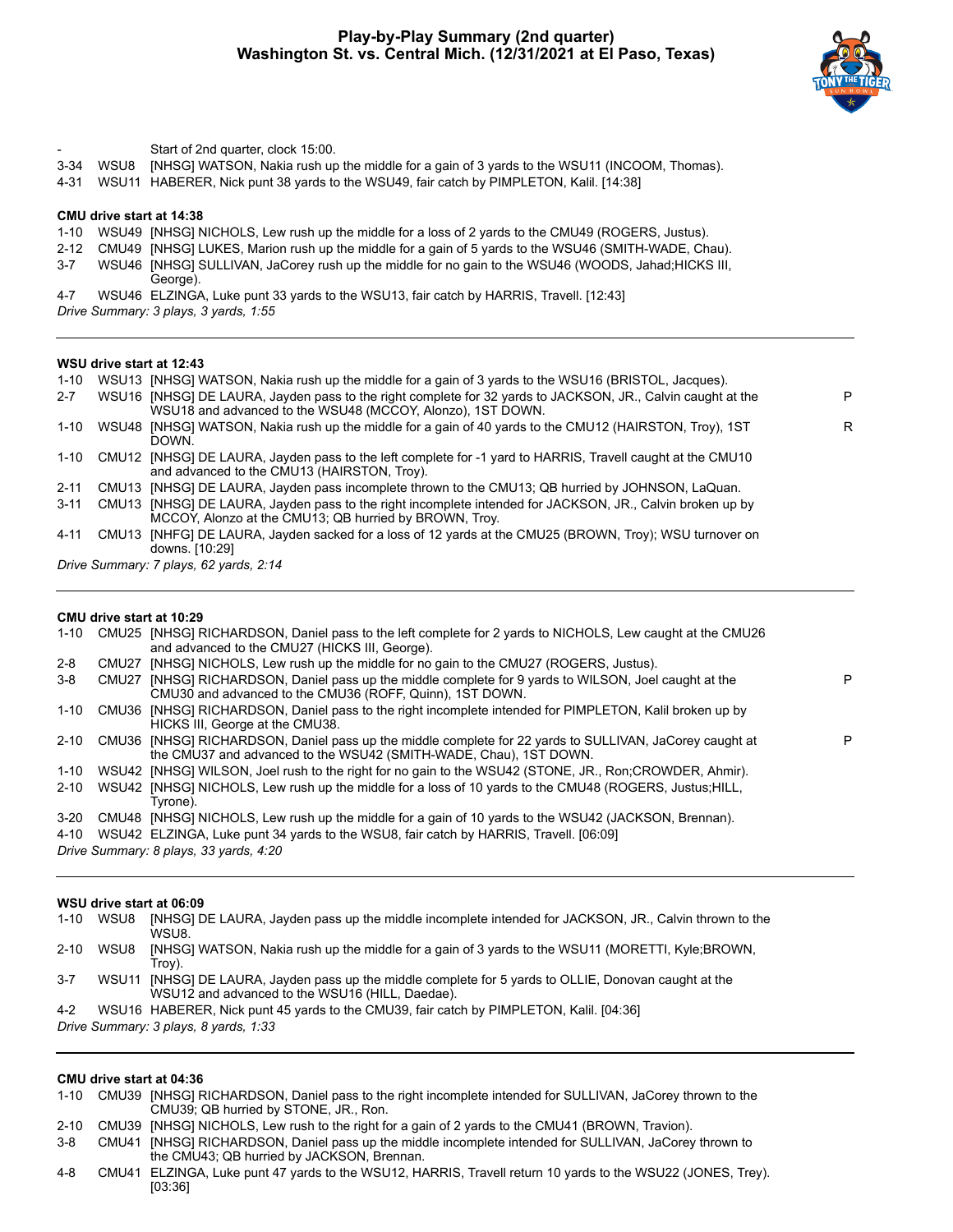# Play-by-Play Summary (2nd quarter)
## Washington St. vs. Central Mich. (12/31/2021 at El Paso, Texas)

| | | | |
|---|---|---|---|
| - | | Start of 2nd quarter, clock 15:00. | |
| 3-34 | WSU8 | [NHSG] WATSON, Nakia rush up the middle for a gain of 3 yards to the WSU11 (INCOOM, Thomas). | |
| 4-31 | WSU11 | HABERER, Nick punt 38 yards to the WSU49, fair catch by PIMPLETON, Kalil. [14:38] | |

### CMU drive start at 14:38

| | | | |
|---|---|---|---|
| 1-10 | WSU49 | [NHSG] NICHOLS, Lew rush up the middle for a loss of 2 yards to the CMU49 (ROGERS, Justus). | |
| 2-12 | CMU49 | [NHSG] LUKES, Marion rush up the middle for a gain of 5 yards to the WSU46 (SMITH-WADE, Chau). | |
| 3-7 | WSU46 | [NHSG] SULLIVAN, JaCorey rush up the middle for no gain to the WSU46 (WOODS, Jahad;HICKS III, George). | |
| 4-7 | WSU46 | ELZINGA, Luke punt 33 yards to the WSU13, fair catch by HARRIS, Travell. [12:43] | |

*Drive Summary: 3 plays, 3 yards, 1:55*

### WSU drive start at 12:43

| | | | |
|---|---|---|---|
| 1-10 | WSU13 | [NHSG] WATSON, Nakia rush up the middle for a gain of 3 yards to the WSU16 (BRISTOL, Jacques). | |
| 2-7 | WSU16 | [NHSG] DE LAURA, Jayden pass to the right complete for 32 yards to JACKSON, JR., Calvin caught at the WSU18 and advanced to the WSU48 (MCCOY, Alonzo), 1ST DOWN. | P |
| 1-10 | WSU48 | [NHSG] WATSON, Nakia rush up the middle for a gain of 40 yards to the CMU12 (HAIRSTON, Troy), 1ST DOWN. | R |
| 1-10 | CMU12 | [NHSG] DE LAURA, Jayden pass to the left complete for -1 yard to HARRIS, Travell caught at the CMU10 and advanced to the CMU13 (HAIRSTON, Troy). | |
| 2-11 | CMU13 | [NHSG] DE LAURA, Jayden pass incomplete thrown to the CMU13; QB hurried by JOHNSON, LaQuan. | |
| 3-11 | CMU13 | [NHSG] DE LAURA, Jayden pass to the right incomplete intended for JACKSON, JR., Calvin broken up by MCCOY, Alonzo at the CMU13; QB hurried by BROWN, Troy. | |
| 4-11 | CMU13 | [NHFG] DE LAURA, Jayden sacked for a loss of 12 yards at the CMU25 (BROWN, Troy); WSU turnover on downs. [10:29] | |

*Drive Summary: 7 plays, 62 yards, 2:14*

### CMU drive start at 10:29

| | | | |
|---|---|---|---|
| 1-10 | CMU25 | [NHSG] RICHARDSON, Daniel pass to the left complete for 2 yards to NICHOLS, Lew caught at the CMU26 and advanced to the CMU27 (HICKS III, George). | |
| 2-8 | CMU27 | [NHSG] NICHOLS, Lew rush up the middle for no gain to the CMU27 (ROGERS, Justus). | |
| 3-8 | CMU27 | [NHSG] RICHARDSON, Daniel pass up the middle complete for 9 yards to WILSON, Joel caught at the CMU30 and advanced to the CMU36 (ROFF, Quinn), 1ST DOWN. | P |
| 1-10 | CMU36 | [NHSG] RICHARDSON, Daniel pass to the right incomplete intended for PIMPLETON, Kalil broken up by HICKS III, George at the CMU38. | |
| 2-10 | CMU36 | [NHSG] RICHARDSON, Daniel pass up the middle complete for 22 yards to SULLIVAN, JaCorey caught at the CMU37 and advanced to the WSU42 (SMITH-WADE, Chau), 1ST DOWN. | P |
| 1-10 | WSU42 | [NHSG] WILSON, Joel rush to the right for no gain to the WSU42 (STONE, JR., Ron;CROWDER, Ahmir). | |
| 2-10 | WSU42 | [NHSG] NICHOLS, Lew rush up the middle for a loss of 10 yards to the CMU48 (ROGERS, Justus;HILL, Tyrone). | |
| 3-20 | CMU48 | [NHSG] NICHOLS, Lew rush up the middle for a gain of 10 yards to the WSU42 (JACKSON, Brennan). | |
| 4-10 | WSU42 | ELZINGA, Luke punt 34 yards to the WSU8, fair catch by HARRIS, Travell. [06:09] | |

*Drive Summary: 8 plays, 33 yards, 4:20*

### WSU drive start at 06:09

| | | | |
|---|---|---|---|
| 1-10 | WSU8 | [NHSG] DE LAURA, Jayden pass up the middle incomplete intended for JACKSON, JR., Calvin thrown to the WSU8. | |
| 2-10 | WSU8 | [NHSG] WATSON, Nakia rush up the middle for a gain of 3 yards to the WSU11 (MORETTI, Kyle;BROWN, Troy). | |
| 3-7 | WSU11 | [NHSG] DE LAURA, Jayden pass up the middle complete for 5 yards to OLLIE, Donovan caught at the WSU12 and advanced to the WSU16 (HILL, Daedae). | |
| 4-2 | WSU16 | HABERER, Nick punt 45 yards to the CMU39, fair catch by PIMPLETON, Kalil. [04:36] | |

*Drive Summary: 3 plays, 8 yards, 1:33*

### CMU drive start at 04:36

| | | | |
|---|---|---|---|
| 1-10 | CMU39 | [NHSG] RICHARDSON, Daniel pass to the right incomplete intended for SULLIVAN, JaCorey thrown to the CMU39; QB hurried by STONE, JR., Ron. | |
| 2-10 | CMU39 | [NHSG] NICHOLS, Lew rush to the right for a gain of 2 yards to the CMU41 (BROWN, Travion). | |
| 3-8 | CMU41 | [NHSG] RICHARDSON, Daniel pass up the middle incomplete intended for SULLIVAN, JaCorey thrown to the CMU43; QB hurried by JACKSON, Brennan. | |
| 4-8 | CMU41 | ELZINGA, Luke punt 47 yards to the WSU12, HARRIS, Travell return 10 yards to the WSU22 (JONES, Trey). [03:36] | |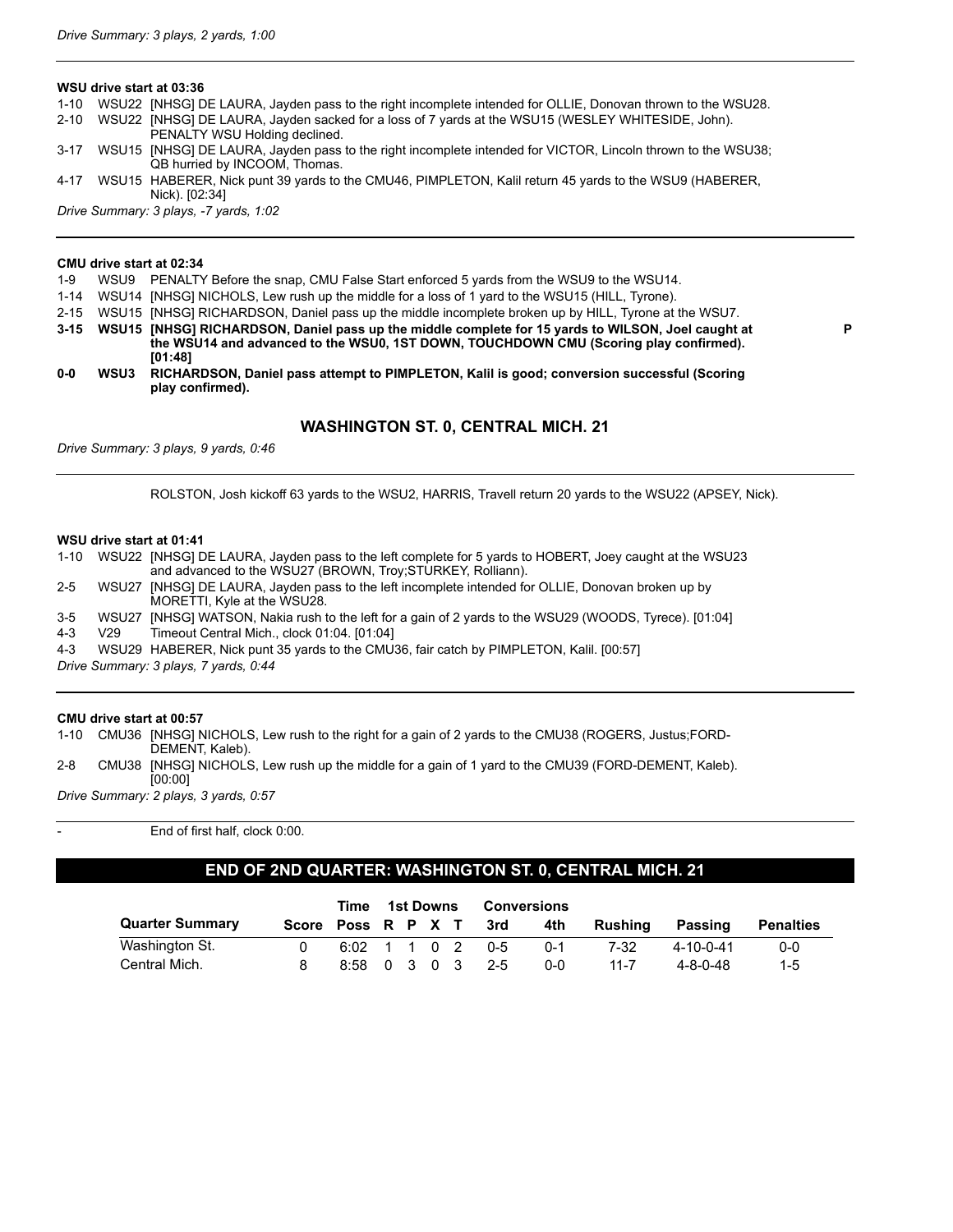*Drive Summary: 3 plays, 2 yards, 1:00*

---

**WSU drive start at 03:36**

1-10 WSU22 [NHSG] DE LAURA, Jayden pass to the right incomplete intended for OLLIE, Donovan thrown to the WSU28.
2-10 WSU22 [NHSG] DE LAURA, Jayden sacked for a loss of 7 yards at the WSU15 (WESLEY WHITESIDE, John). PENALTY WSU Holding declined.
3-17 WSU15 [NHSG] DE LAURA, Jayden pass to the right incomplete intended for VICTOR, Lincoln thrown to the WSU38; QB hurried by INCOOM, Thomas.
4-17 WSU15 HABERER, Nick punt 39 yards to the CMU46, PIMPLETON, Kalil return 45 yards to the WSU9 (HABERER, Nick). [02:34]

*Drive Summary: 3 plays, -7 yards, 1:02*

---

**CMU drive start at 02:34**

1-9 WSU9 PENALTY Before the snap, CMU False Start enforced 5 yards from the WSU9 to the WSU14.
1-14 WSU14 [NHSG] NICHOLS, Lew rush up the middle for a loss of 1 yard to the WSU15 (HILL, Tyrone).
2-15 WSU15 [NHSG] RICHARDSON, Daniel pass up the middle incomplete broken up by HILL, Tyrone at the WSU7.
**3-15 WSU15 [NHSG] RICHARDSON, Daniel pass up the middle complete for 15 yards to WILSON, Joel caught at the WSU14 and advanced to the WSU0, 1ST DOWN, TOUCHDOWN CMU (Scoring play confirmed). [01:48]** **P**
**0-0 WSU3 RICHARDSON, Daniel pass attempt to PIMPLETON, Kalil is good; conversion successful (Scoring play confirmed).**

### WASHINGTON ST. 0, CENTRAL MICH. 21

*Drive Summary: 3 plays, 9 yards, 0:46*

---

ROLSTON, Josh kickoff 63 yards to the WSU2, HARRIS, Travell return 20 yards to the WSU22 (APSEY, Nick).

**WSU drive start at 01:41**

1-10 WSU22 [NHSG] DE LAURA, Jayden pass to the left complete for 5 yards to HOBERT, Joey caught at the WSU23 and advanced to the WSU27 (BROWN, Troy;STURKEY, Rolliann).
2-5 WSU27 [NHSG] DE LAURA, Jayden pass to the left incomplete intended for OLLIE, Donovan broken up by MORETTI, Kyle at the WSU28.
3-5 WSU27 [NHSG] WATSON, Nakia rush to the left for a gain of 2 yards to the WSU29 (WOODS, Tyrece). [01:04]
4-3 V29 Timeout Central Mich., clock 01:04. [01:04]
4-3 WSU29 HABERER, Nick punt 35 yards to the CMU36, fair catch by PIMPLETON, Kalil. [00:57]

*Drive Summary: 3 plays, 7 yards, 0:44*

---

**CMU drive start at 00:57**

1-10 CMU36 [NHSG] NICHOLS, Lew rush to the right for a gain of 2 yards to the CMU38 (ROGERS, Justus;FORD-DEMENT, Kaleb).
2-8 CMU38 [NHSG] NICHOLS, Lew rush up the middle for a gain of 1 yard to the CMU39 (FORD-DEMENT, Kaleb). [00:00]

*Drive Summary: 2 plays, 3 yards, 0:57*

---

\- End of first half, clock 0:00.

## END OF 2ND QUARTER: WASHINGTON ST. 0, CENTRAL MICH. 21

| | | Time | 1st Downs | | | | Conversions | | | | |
|---|---|---|---|---|---|---|---|---|---|---|---|
| Quarter Summary | Score | Poss | R | P | X | T | 3rd | 4th | Rushing | Passing | Penalties |
| Washington St. | 0 | 6:02 | 1 | 1 | 0 | 2 | 0-5 | 0-1 | 7-32 | 4-10-0-41 | 0-0 |
| Central Mich. | 8 | 8:58 | 0 | 3 | 0 | 3 | 2-5 | 0-0 | 11-7 | 4-8-0-48 | 1-5 |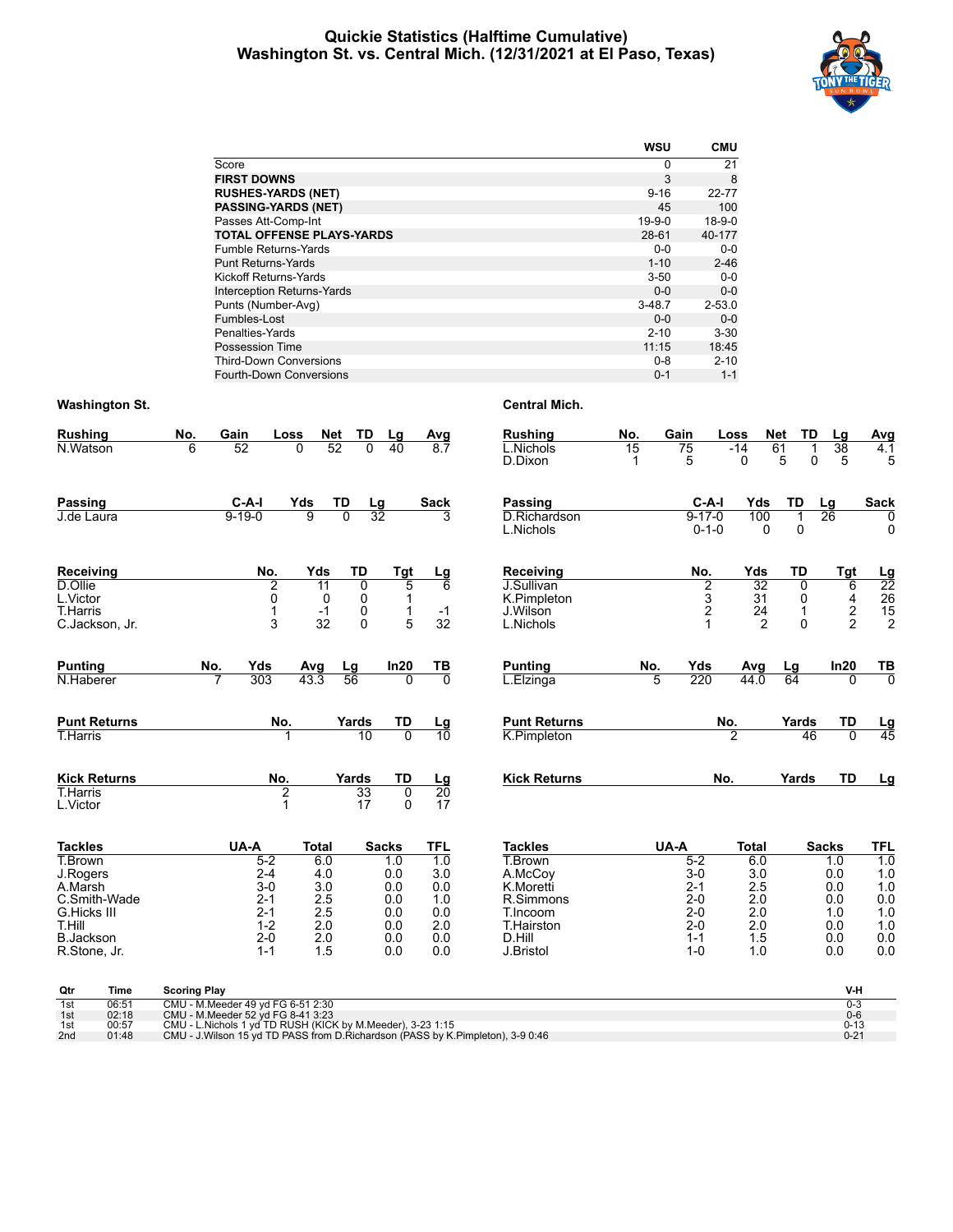# Quickie Statistics (Halftime Cumulative)
## Washington St. vs. Central Mich. (12/31/2021 at El Paso, Texas)

| | WSU | CMU |
|---|---|---|
| Score | 0 | 21 |
| **FIRST DOWNS** | 3 | 8 |
| **RUSHES-YARDS (NET)** | 9-16 | 22-77 |
| **PASSING-YARDS (NET)** | 45 | 100 |
| Passes Att-Comp-Int | 19-9-0 | 18-9-0 |
| **TOTAL OFFENSE PLAYS-YARDS** | 28-61 | 40-177 |
| Fumble Returns-Yards | 0-0 | 0-0 |
| Punt Returns-Yards | 1-10 | 2-46 |
| Kickoff Returns-Yards | 3-50 | 0-0 |
| Interception Returns-Yards | 0-0 | 0-0 |
| Punts (Number-Avg) | 3-48.7 | 2-53.0 |
| Fumbles-Lost | 0-0 | 0-0 |
| Penalties-Yards | 2-10 | 3-30 |
| Possession Time | 11:15 | 18:45 |
| Third-Down Conversions | 0-8 | 2-10 |
| Fourth-Down Conversions | 0-1 | 1-1 |

### Washington St.

| Rushing | No. | Gain | Loss | Net | TD | Lg | Avg |
|---|---|---|---|---|---|---|---|
| N.Watson | 6 | 52 | 0 | 52 | 0 | 40 | 8.7 |

| Passing | C-A-I | Yds | TD | Lg | Sack |
|---|---|---|---|---|---|
| J.de Laura | 9-19-0 | 9 | 0 | 32 | 3 |

| Receiving | No. | Yds | TD | Tgt | Lg |
|---|---|---|---|---|---|
| D.Ollie | 2 | 11 | 0 | 5 | 6 |
| L.Victor | 0 | 0 | 0 | 1 | |
| T.Harris | 1 | -1 | 0 | 1 | -1 |
| C.Jackson, Jr. | 3 | 32 | 0 | 5 | 32 |

| Punting | No. | Yds | Avg | Lg | In20 | TB |
|---|---|---|---|---|---|---|
| N.Haberer | 7 | 303 | 43.3 | 56 | 0 | 0 |

| Punt Returns | No. | Yards | TD | Lg |
|---|---|---|---|---|
| T.Harris | 1 | 10 | 0 | 10 |

| Kick Returns | No. | Yards | TD | Lg |
|---|---|---|---|---|
| T.Harris | 2 | 33 | 0 | 20 |
| L.Victor | 1 | 17 | 0 | 17 |

| Tackles | UA-A | Total | Sacks | TFL |
|---|---|---|---|---|
| T.Brown | 5-2 | 6.0 | 1.0 | 1.0 |
| J.Rogers | 2-4 | 4.0 | 0.0 | 3.0 |
| A.Marsh | 3-0 | 3.0 | 0.0 | 0.0 |
| C.Smith-Wade | 2-1 | 2.5 | 0.0 | 1.0 |
| G.Hicks III | 2-1 | 2.5 | 0.0 | 0.0 |
| T.Hill | 1-2 | 2.0 | 0.0 | 2.0 |
| B.Jackson | 2-0 | 2.0 | 0.0 | 0.0 |
| R.Stone, Jr. | 1-1 | 1.5 | 0.0 | 0.0 |

### Central Mich.

| Rushing | No. | Gain | Loss | Net | TD | Lg | Avg |
|---|---|---|---|---|---|---|---|
| L.Nichols | 15 | 75 | -14 | 61 | 1 | 38 | 4.1 |
| D.Dixon | 1 | 5 | 0 | 5 | 0 | 5 | 5 |

| Passing | C-A-I | Yds | TD | Lg | Sack |
|---|---|---|---|---|---|
| D.Richardson | 9-17-0 | 100 | 1 | 26 | 0 |
| L.Nichols | 0-1-0 | 0 | 0 | | 0 |

| Receiving | No. | Yds | TD | Tgt | Lg |
|---|---|---|---|---|---|
| J.Sullivan | 2 | 32 | 0 | 6 | 22 |
| K.Pimpleton | 3 | 31 | 0 | 4 | 26 |
| J.Wilson | 2 | 24 | 1 | 2 | 15 |
| L.Nichols | 1 | 2 | 0 | 2 | 2 |

| Punting | No. | Yds | Avg | Lg | In20 | TB |
|---|---|---|---|---|---|---|
| L.Elzinga | 5 | 220 | 44.0 | 64 | 0 | 0 |

| Punt Returns | No. | Yards | TD | Lg |
|---|---|---|---|---|
| K.Pimpleton | 2 | 46 | 0 | 45 |

| Kick Returns | No. | Yards | TD | Lg |
|---|---|---|---|---|

| Tackles | UA-A | Total | Sacks | TFL |
|---|---|---|---|---|
| T.Brown | 5-2 | 6.0 | 1.0 | 1.0 |
| A.McCoy | 3-0 | 3.0 | 0.0 | 1.0 |
| K.Moretti | 2-1 | 2.5 | 0.0 | 1.0 |
| R.Simmons | 2-0 | 2.0 | 0.0 | 0.0 |
| T.Incoom | 2-0 | 2.0 | 1.0 | 1.0 |
| T.Hairston | 2-0 | 2.0 | 0.0 | 1.0 |
| D.Hill | 1-1 | 1.5 | 0.0 | 0.0 |
| J.Bristol | 1-0 | 1.0 | 0.0 | 0.0 |

| Qtr | Time | Scoring Play | V-H |
|---|---|---|---|
| 1st | 06:51 | CMU - M.Meeder 49 yd FG 6-51 2:30 | 0-3 |
| 1st | 02:18 | CMU - M.Meeder 52 yd FG 8-41 3:23 | 0-6 |
| 1st | 00:57 | CMU - L.Nichols 1 yd TD RUSH (KICK by M.Meeder), 3-23 1:15 | 0-13 |
| 2nd | 01:48 | CMU - J.Wilson 15 yd TD PASS from D.Richardson (PASS by K.Pimpleton), 3-9 0:46 | 0-21 |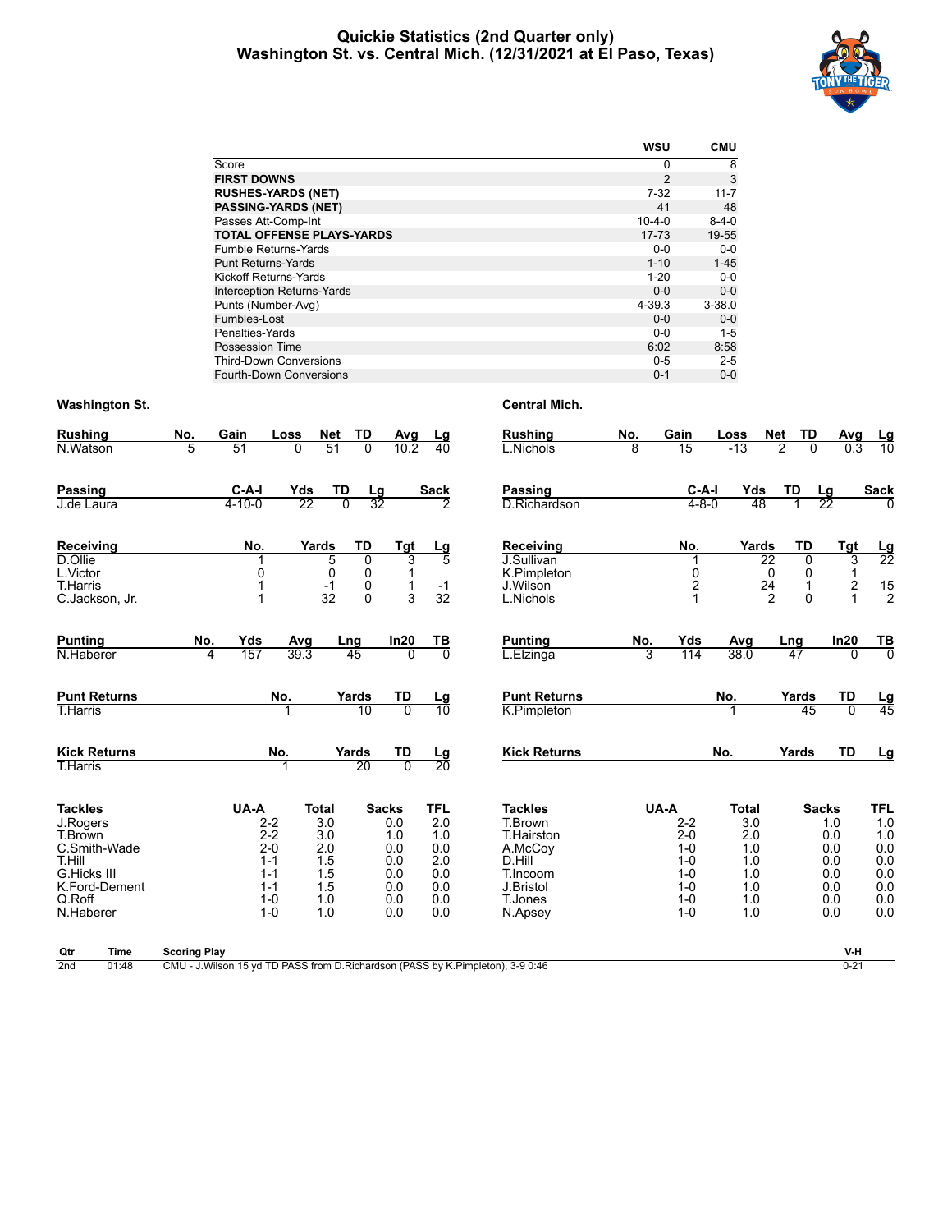# Quickie Statistics (2nd Quarter only)
## Washington St. vs. Central Mich. (12/31/2021 at El Paso, Texas)

| | WSU | CMU |
|---|---|---|
| Score | 0 | 8 |
| **FIRST DOWNS** | 2 | 3 |
| **RUSHES-YARDS (NET)** | 7-32 | 11-7 |
| **PASSING-YARDS (NET)** | 41 | 48 |
| Passes Att-Comp-Int | 10-4-0 | 8-4-0 |
| **TOTAL OFFENSE PLAYS-YARDS** | 17-73 | 19-55 |
| Fumble Returns-Yards | 0-0 | 0-0 |
| Punt Returns-Yards | 1-10 | 1-45 |
| Kickoff Returns-Yards | 1-20 | 0-0 |
| Interception Returns-Yards | 0-0 | 0-0 |
| Punts (Number-Avg) | 4-39.3 | 3-38.0 |
| Fumbles-Lost | 0-0 | 0-0 |
| Penalties-Yards | 0-0 | 1-5 |
| Possession Time | 6:02 | 8:58 |
| Third-Down Conversions | 0-5 | 2-5 |
| Fourth-Down Conversions | 0-1 | 0-0 |

### Washington St.

| Rushing | No. | Gain | Loss | Net | TD | Avg | Lg |
|---|---|---|---|---|---|---|---|
| N.Watson | 5 | 51 | 0 | 51 | 0 | 10.2 | 40 |

| Passing | C-A-I | Yds | TD | Lg | Sack |
|---|---|---|---|---|---|
| J.de Laura | 4-10-0 | 22 | 0 | 32 | 2 |

| Receiving | No. | Yards | TD | Tgt | Lg |
|---|---|---|---|---|---|
| D.Ollie | 1 | 5 | 0 | 3 | 5 |
| L.Victor | 0 | 0 | 0 | 1 | |
| T.Harris | 1 | -1 | 0 | 1 | -1 |
| C.Jackson, Jr. | 1 | 32 | 0 | 3 | 32 |

| Punting | No. | Yds | Avg | Lng | In20 | TB |
|---|---|---|---|---|---|---|
| N.Haberer | 4 | 157 | 39.3 | 45 | 0 | 0 |

| Punt Returns | No. | Yards | TD | Lg |
|---|---|---|---|---|
| T.Harris | 1 | 10 | 0 | 10 |

| Kick Returns | No. | Yards | TD | Lg |
|---|---|---|---|---|
| T.Harris | 1 | 20 | 0 | 20 |

| Tackles | UA-A | Total | Sacks | TFL |
|---|---|---|---|---|
| J.Rogers | 2-2 | 3.0 | 0.0 | 2.0 |
| T.Brown | 2-2 | 3.0 | 1.0 | 1.0 |
| C.Smith-Wade | 2-0 | 2.0 | 0.0 | 0.0 |
| T.Hill | 1-1 | 1.5 | 0.0 | 2.0 |
| G.Hicks III | 1-1 | 1.5 | 0.0 | 0.0 |
| K.Ford-Dement | 1-1 | 1.5 | 0.0 | 0.0 |
| Q.Roff | 1-0 | 1.0 | 0.0 | 0.0 |
| N.Haberer | 1-0 | 1.0 | 0.0 | 0.0 |

### Central Mich.

| Rushing | No. | Gain | Loss | Net | TD | Avg | Lg |
|---|---|---|---|---|---|---|---|
| L.Nichols | 8 | 15 | -13 | 2 | 0 | 0.3 | 10 |

| Passing | C-A-I | Yds | TD | Lg | Sack |
|---|---|---|---|---|---|
| D.Richardson | 4-8-0 | 48 | 1 | 22 | 0 |

| Receiving | No. | Yards | TD | Tgt | Lg |
|---|---|---|---|---|---|
| J.Sullivan | 1 | 22 | 0 | 3 | 22 |
| K.Pimpleton | 0 | 0 | 0 | 1 | |
| J.Wilson | 2 | 24 | 1 | 2 | 15 |
| L.Nichols | 1 | 2 | 0 | 1 | 2 |

| Punting | No. | Yds | Avg | Lng | In20 | TB |
|---|---|---|---|---|---|---|
| L.Elzinga | 3 | 114 | 38.0 | 47 | 0 | 0 |

| Punt Returns | No. | Yards | TD | Lg |
|---|---|---|---|---|
| K.Pimpleton | 1 | 45 | 0 | 45 |

| Kick Returns | No. | Yards | TD | Lg |
|---|---|---|---|---|

| Tackles | UA-A | Total | Sacks | TFL |
|---|---|---|---|---|
| T.Brown | 2-2 | 3.0 | 1.0 | 1.0 |
| T.Hairston | 2-0 | 2.0 | 0.0 | 1.0 |
| A.McCoy | 1-0 | 1.0 | 0.0 | 0.0 |
| D.Hill | 1-0 | 1.0 | 0.0 | 0.0 |
| T.Incoom | 1-0 | 1.0 | 0.0 | 0.0 |
| J.Bristol | 1-0 | 1.0 | 0.0 | 0.0 |
| T.Jones | 1-0 | 1.0 | 0.0 | 0.0 |
| N.Apsey | 1-0 | 1.0 | 0.0 | 0.0 |

| Qtr | Time | Scoring Play | V-H |
|---|---|---|---|
| 2nd | 01:48 | CMU - J.Wilson 15 yd TD PASS from D.Richardson (PASS by K.Pimpleton), 3-9 0:46 | 0-21 |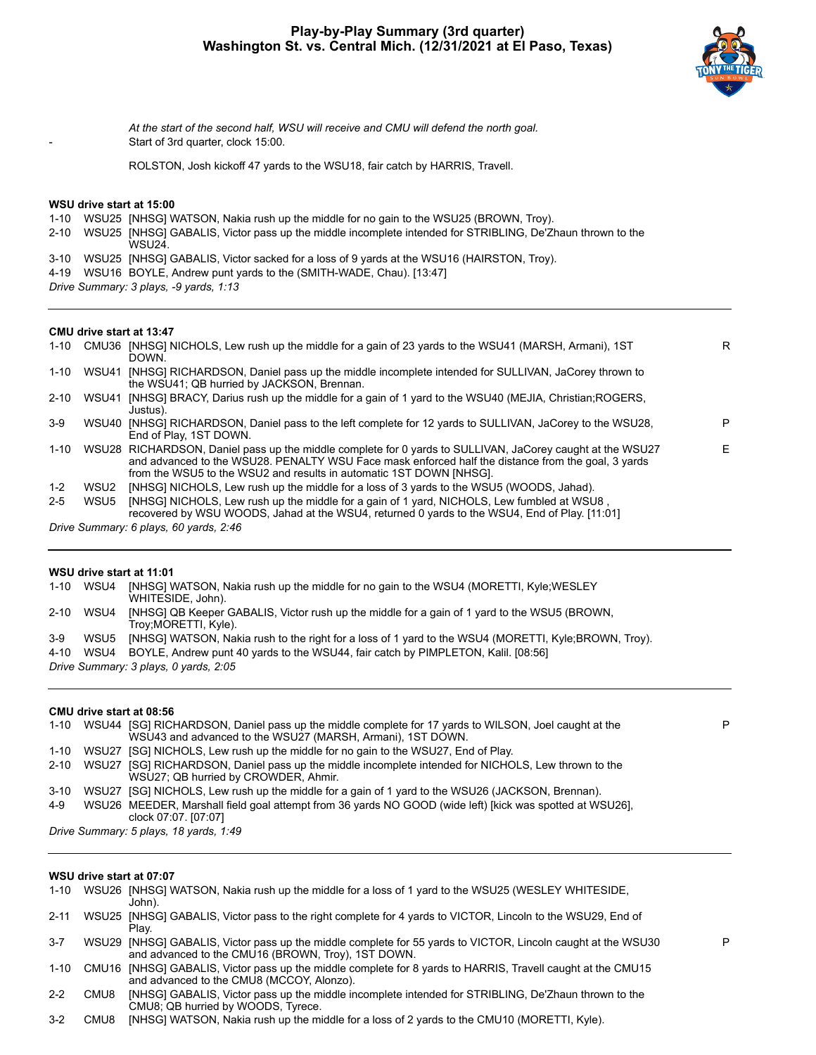# Play-by-Play Summary (3rd quarter)
## Washington St. vs. Central Mich. (12/31/2021 at El Paso, Texas)

*At the start of the second half, WSU will receive and CMU will defend the north goal.*

\- Start of 3rd quarter, clock 15:00.

ROLSTON, Josh kickoff 47 yards to the WSU18, fair catch by HARRIS, Travell.

**WSU drive start at 15:00**

| | | | |
|---|---|---|---|
| 1-10 | WSU25 | [NHSG] WATSON, Nakia rush up the middle for no gain to the WSU25 (BROWN, Troy). | |
| 2-10 | WSU25 | [NHSG] GABALIS, Victor pass up the middle incomplete intended for STRIBLING, De'Zhaun thrown to the WSU24. | |
| 3-10 | WSU25 | [NHSG] GABALIS, Victor sacked for a loss of 9 yards at the WSU16 (HAIRSTON, Troy). | |
| 4-19 | WSU16 | BOYLE, Andrew punt yards to the (SMITH-WADE, Chau). [13:47] | |

*Drive Summary: 3 plays, -9 yards, 1:13*

**CMU drive start at 13:47**

| | | | |
|---|---|---|---|
| 1-10 | CMU36 | [NHSG] NICHOLS, Lew rush up the middle for a gain of 23 yards to the WSU41 (MARSH, Armani), 1ST DOWN. | R |
| 1-10 | WSU41 | [NHSG] RICHARDSON, Daniel pass up the middle incomplete intended for SULLIVAN, JaCorey thrown to the WSU41; QB hurried by JACKSON, Brennan. | |
| 2-10 | WSU41 | [NHSG] BRACY, Darius rush up the middle for a gain of 1 yard to the WSU40 (MEJIA, Christian;ROGERS, Justus). | |
| 3-9 | WSU40 | [NHSG] RICHARDSON, Daniel pass to the left complete for 12 yards to SULLIVAN, JaCorey to the WSU28, End of Play, 1ST DOWN. | P |
| 1-10 | WSU28 | RICHARDSON, Daniel pass up the middle complete for 0 yards to SULLIVAN, JaCorey caught at the WSU27 and advanced to the WSU28. PENALTY WSU Face mask enforced half the distance from the goal, 3 yards from the WSU5 to the WSU2 and results in automatic 1ST DOWN [NHSG]. | E |
| 1-2 | WSU2 | [NHSG] NICHOLS, Lew rush up the middle for a loss of 3 yards to the WSU5 (WOODS, Jahad). | |
| 2-5 | WSU5 | [NHSG] NICHOLS, Lew rush up the middle for a gain of 1 yard, NICHOLS, Lew fumbled at WSU8 , recovered by WSU WOODS, Jahad at the WSU4, returned 0 yards to the WSU4, End of Play. [11:01] | |

*Drive Summary: 6 plays, 60 yards, 2:46*

**WSU drive start at 11:01**

| | | | |
|---|---|---|---|
| 1-10 | WSU4 | [NHSG] WATSON, Nakia rush up the middle for no gain to the WSU4 (MORETTI, Kyle;WESLEY WHITESIDE, John). | |
| 2-10 | WSU4 | [NHSG] QB Keeper GABALIS, Victor rush up the middle for a gain of 1 yard to the WSU5 (BROWN, Troy;MORETTI, Kyle). | |
| 3-9 | WSU5 | [NHSG] WATSON, Nakia rush to the right for a loss of 1 yard to the WSU4 (MORETTI, Kyle;BROWN, Troy). | |
| 4-10 | WSU4 | BOYLE, Andrew punt 40 yards to the WSU44, fair catch by PIMPLETON, Kalil. [08:56] | |

*Drive Summary: 3 plays, 0 yards, 2:05*

**CMU drive start at 08:56**

| | | | |
|---|---|---|---|
| 1-10 | WSU44 | [SG] RICHARDSON, Daniel pass up the middle complete for 17 yards to WILSON, Joel caught at the WSU43 and advanced to the WSU27 (MARSH, Armani), 1ST DOWN. | P |
| 1-10 | WSU27 | [SG] NICHOLS, Lew rush up the middle for no gain to the WSU27, End of Play. | |
| 2-10 | WSU27 | [SG] RICHARDSON, Daniel pass up the middle incomplete intended for NICHOLS, Lew thrown to the WSU27; QB hurried by CROWDER, Ahmir. | |
| 3-10 | WSU27 | [SG] NICHOLS, Lew rush up the middle for a gain of 1 yard to the WSU26 (JACKSON, Brennan). | |
| 4-9 | WSU26 | MEEDER, Marshall field goal attempt from 36 yards NO GOOD (wide left) [kick was spotted at WSU26], clock 07:07. [07:07] | |

*Drive Summary: 5 plays, 18 yards, 1:49*

**WSU drive start at 07:07**

| | | | |
|---|---|---|---|
| 1-10 | WSU26 | [NHSG] WATSON, Nakia rush up the middle for a loss of 1 yard to the WSU25 (WESLEY WHITESIDE, John). | |
| 2-11 | WSU25 | [NHSG] GABALIS, Victor pass to the right complete for 4 yards to VICTOR, Lincoln to the WSU29, End of Play. | |
| 3-7 | WSU29 | [NHSG] GABALIS, Victor pass up the middle complete for 55 yards to VICTOR, Lincoln caught at the WSU30 and advanced to the CMU16 (BROWN, Troy), 1ST DOWN. | P |
| 1-10 | CMU16 | [NHSG] GABALIS, Victor pass up the middle complete for 8 yards to HARRIS, Travell caught at the CMU15 and advanced to the CMU8 (MCCOY, Alonzo). | |
| 2-2 | CMU8 | [NHSG] GABALIS, Victor pass up the middle incomplete intended for STRIBLING, De'Zhaun thrown to the CMU8; QB hurried by WOODS, Tyrece. | |
| 3-2 | CMU8 | [NHSG] WATSON, Nakia rush up the middle for a loss of 2 yards to the CMU10 (MORETTI, Kyle). | |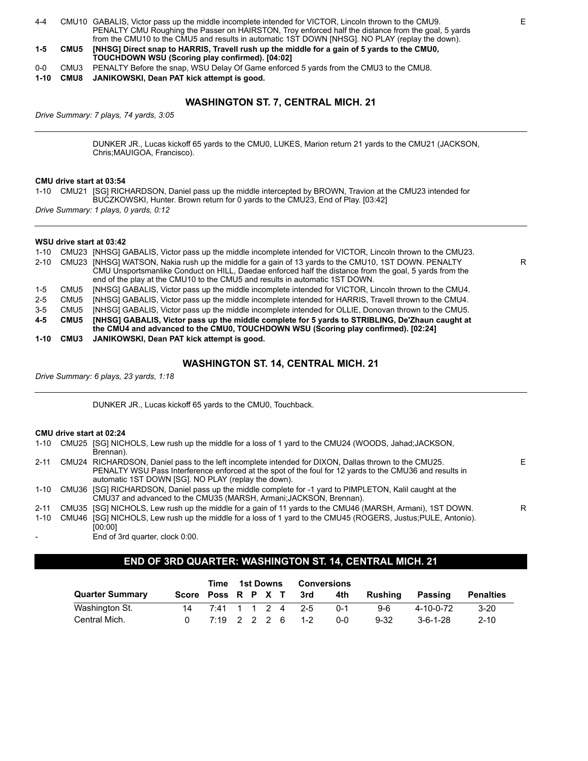| | | | |
|---|---|---|---|
| 4-4 | CMU10 | GABALIS, Victor pass up the middle incomplete intended for VICTOR, Lincoln thrown to the CMU9. PENALTY CMU Roughing the Passer on HAIRSTON, Troy enforced half the distance from the goal, 5 yards from the CMU10 to the CMU5 and results in automatic 1ST DOWN [NHSG]. NO PLAY (replay the down). | E |
| **1-5** | **CMU5** | **[NHSG] Direct snap to HARRIS, Travell rush up the middle for a gain of 5 yards to the CMU0, TOUCHDOWN WSU (Scoring play confirmed). [04:02]** | |
| 0-0 | CMU3 | PENALTY Before the snap, WSU Delay Of Game enforced 5 yards from the CMU3 to the CMU8. | |
| **1-10** | **CMU8** | **JANIKOWSKI, Dean PAT kick attempt is good.** | |

### WASHINGTON ST. 7, CENTRAL MICH. 21

*Drive Summary: 7 plays, 74 yards, 3:05*

DUNKER JR., Lucas kickoff 65 yards to the CMU0, LUKES, Marion return 21 yards to the CMU21 (JACKSON, Chris;MAUIGOA, Francisco).

#### CMU drive start at 03:54

| | | | |
|---|---|---|---|
| 1-10 | CMU21 | [SG] RICHARDSON, Daniel pass up the middle intercepted by BROWN, Travion at the CMU23 intended for BUCZKOWSKI, Hunter. Brown return for 0 yards to the CMU23, End of Play. [03:42] | |

*Drive Summary: 1 plays, 0 yards, 0:12*

#### WSU drive start at 03:42

| | | | |
|---|---|---|---|
| 1-10 | CMU23 | [NHSG] GABALIS, Victor pass up the middle incomplete intended for VICTOR, Lincoln thrown to the CMU23. | |
| 2-10 | CMU23 | [NHSG] WATSON, Nakia rush up the middle for a gain of 13 yards to the CMU10, 1ST DOWN. PENALTY CMU Unsportsmanlike Conduct on HILL, Daedae enforced half the distance from the goal, 5 yards from the end of the play at the CMU10 to the CMU5 and results in automatic 1ST DOWN. | R |
| 1-5 | CMU5 | [NHSG] GABALIS, Victor pass up the middle incomplete intended for VICTOR, Lincoln thrown to the CMU4. | |
| 2-5 | CMU5 | [NHSG] GABALIS, Victor pass up the middle incomplete intended for HARRIS, Travell thrown to the CMU4. | |
| 3-5 | CMU5 | [NHSG] GABALIS, Victor pass up the middle incomplete intended for OLLIE, Donovan thrown to the CMU5. | |
| **4-5** | **CMU5** | **[NHSG] GABALIS, Victor pass up the middle complete for 5 yards to STRIBLING, De'Zhaun caught at the CMU4 and advanced to the CMU0, TOUCHDOWN WSU (Scoring play confirmed). [02:24]** | |
| **1-10** | **CMU3** | **JANIKOWSKI, Dean PAT kick attempt is good.** | |

### WASHINGTON ST. 14, CENTRAL MICH. 21

*Drive Summary: 6 plays, 23 yards, 1:18*

DUNKER JR., Lucas kickoff 65 yards to the CMU0, Touchback.

#### CMU drive start at 02:24

| | | | |
|---|---|---|---|
| 1-10 | CMU25 | [SG] NICHOLS, Lew rush up the middle for a loss of 1 yard to the CMU24 (WOODS, Jahad;JACKSON, Brennan). | |
| 2-11 | CMU24 | RICHARDSON, Daniel pass to the left incomplete intended for DIXON, Dallas thrown to the CMU25. PENALTY WSU Pass Interference enforced at the spot of the foul for 12 yards to the CMU36 and results in automatic 1ST DOWN [SG]. NO PLAY (replay the down). | E |
| 1-10 | CMU36 | [SG] RICHARDSON, Daniel pass up the middle complete for -1 yard to PIMPLETON, Kalil caught at the CMU37 and advanced to the CMU35 (MARSH, Armani;JACKSON, Brennan). | |
| 2-11 | CMU35 | [SG] NICHOLS, Lew rush up the middle for a gain of 11 yards to the CMU46 (MARSH, Armani), 1ST DOWN. | R |
| 1-10 | CMU46 | [SG] NICHOLS, Lew rush up the middle for a loss of 1 yard to the CMU45 (ROGERS, Justus;PULE, Antonio). [00:00] | |
| - | | End of 3rd quarter, clock 0:00. | |

## END OF 3RD QUARTER: WASHINGTON ST. 14, CENTRAL MICH. 21

| Quarter Summary | Score | Time Poss | 1st Downs R | P | X | T | Conversions 3rd | 4th | Rushing | Passing | Penalties |
|---|---|---|---|---|---|---|---|---|---|---|---|
| Washington St. | 14 | 7:41 | 1 | 1 | 2 | 4 | 2-5 | 0-1 | 9-6 | 4-10-0-72 | 3-20 |
| Central Mich. | 0 | 7:19 | 2 | 2 | 2 | 6 | 1-2 | 0-0 | 9-32 | 3-6-1-28 | 2-10 |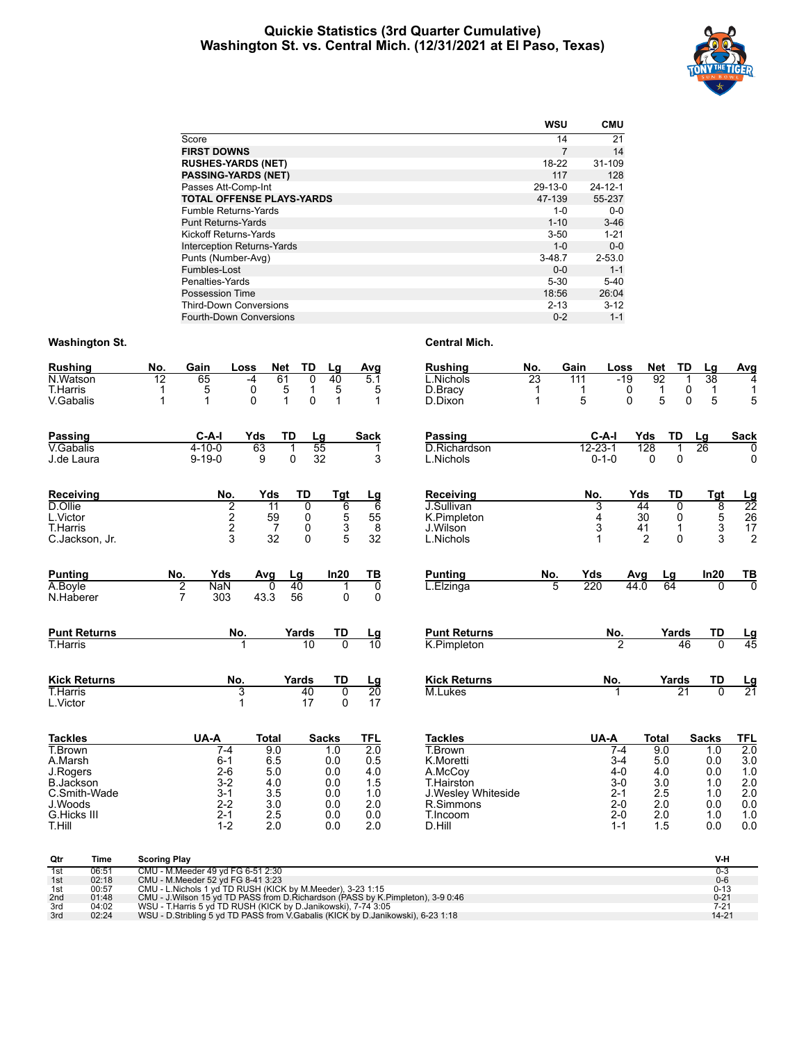# Quickie Statistics (3rd Quarter Cumulative)
## Washington St. vs. Central Mich. (12/31/2021 at El Paso, Texas)

| | WSU | CMU |
|---|---|---|
| Score | 14 | 21 |
| **FIRST DOWNS** | 7 | 14 |
| **RUSHES-YARDS (NET)** | 18-22 | 31-109 |
| **PASSING-YARDS (NET)** | 117 | 128 |
| Passes Att-Comp-Int | 29-13-0 | 24-12-1 |
| **TOTAL OFFENSE PLAYS-YARDS** | 47-139 | 55-237 |
| Fumble Returns-Yards | 1-0 | 0-0 |
| Punt Returns-Yards | 1-10 | 3-46 |
| Kickoff Returns-Yards | 3-50 | 1-21 |
| Interception Returns-Yards | 1-0 | 0-0 |
| Punts (Number-Avg) | 3-48.7 | 2-53.0 |
| Fumbles-Lost | 0-0 | 1-1 |
| Penalties-Yards | 5-30 | 5-40 |
| Possession Time | 18:56 | 26:04 |
| Third-Down Conversions | 2-13 | 3-12 |
| Fourth-Down Conversions | 0-2 | 1-1 |

### Washington St.

| Rushing | No. | Gain | Loss | Net | TD | Lg | Avg |
|---|---|---|---|---|---|---|---|
| N.Watson | 12 | 65 | -4 | 61 | 0 | 40 | 5.1 |
| T.Harris | 1 | 5 | 0 | 5 | 1 | 5 | 5 |
| V.Gabalis | 1 | 1 | 0 | 1 | 0 | 1 | 1 |

| Passing | C-A-I | Yds | TD | Lg | Sack |
|---|---|---|---|---|---|
| V.Gabalis | 4-10-0 | 63 | 1 | 55 | 1 |
| J.de Laura | 9-19-0 | 9 | 0 | 32 | 3 |

| Receiving | No. | Yds | TD | Tgt | Lg |
|---|---|---|---|---|---|
| D.Ollie | 2 | 11 | 0 | 6 | 6 |
| L.Victor | 2 | 59 | 0 | 5 | 55 |
| T.Harris | 2 | 7 | 0 | 3 | 8 |
| C.Jackson, Jr. | 3 | 32 | 0 | 5 | 32 |

| Punting | No. | Yds | Avg | Lg | In20 | TB |
|---|---|---|---|---|---|---|
| A.Boyle | 2 | NaN | 0 | 40 | 1 | 0 |
| N.Haberer | 7 | 303 | 43.3 | 56 | 0 | 0 |

| Punt Returns | No. | Yards | TD | Lg |
|---|---|---|---|---|
| T.Harris | 1 | 10 | 0 | 10 |

| Kick Returns | No. | Yards | TD | Lg |
|---|---|---|---|---|
| T.Harris | 3 | 40 | 0 | 20 |
| L.Victor | 1 | 17 | 0 | 17 |

| Tackles | UA-A | Total | Sacks | TFL |
|---|---|---|---|---|
| T.Brown | 7-4 | 9.0 | 1.0 | 2.0 |
| A.Marsh | 6-1 | 6.5 | 0.0 | 0.5 |
| J.Rogers | 2-6 | 5.0 | 0.0 | 4.0 |
| B.Jackson | 3-2 | 4.0 | 0.0 | 1.5 |
| C.Smith-Wade | 3-1 | 3.5 | 0.0 | 1.0 |
| J.Woods | 2-2 | 3.0 | 0.0 | 2.0 |
| G.Hicks III | 2-1 | 2.5 | 0.0 | 0.0 |
| T.Hill | 1-2 | 2.0 | 0.0 | 2.0 |

### Central Mich.

| Rushing | No. | Gain | Loss | Net | TD | Lg | Avg |
|---|---|---|---|---|---|---|---|
| L.Nichols | 23 | 111 | -19 | 92 | 1 | 38 | 4 |
| D.Bracy | 1 | 1 | 0 | 1 | 0 | 1 | 1 |
| D.Dixon | 1 | 5 | 0 | 5 | 0 | 5 | 5 |

| Passing | C-A-I | Yds | TD | Lg | Sack |
|---|---|---|---|---|---|
| D.Richardson | 12-23-1 | 128 | 1 | 26 | 0 |
| L.Nichols | 0-1-0 | 0 | 0 | | 0 |

| Receiving | No. | Yds | TD | Tgt | Lg |
|---|---|---|---|---|---|
| J.Sullivan | 3 | 44 | 0 | 8 | 22 |
| K.Pimpleton | 4 | 30 | 0 | 5 | 26 |
| J.Wilson | 3 | 41 | 1 | 3 | 17 |
| L.Nichols | 1 | 2 | 0 | 3 | 2 |

| Punting | No. | Yds | Avg | Lg | In20 | TB |
|---|---|---|---|---|---|---|
| L.Elzinga | 5 | 220 | 44.0 | 64 | 0 | 0 |

| Punt Returns | No. | Yards | TD | Lg |
|---|---|---|---|---|
| K.Pimpleton | 2 | 46 | 0 | 45 |

| Kick Returns | No. | Yards | TD | Lg |
|---|---|---|---|---|
| M.Lukes | 1 | 21 | 0 | 21 |

| Tackles | UA-A | Total | Sacks | TFL |
|---|---|---|---|---|
| T.Brown | 7-4 | 9.0 | 1.0 | 2.0 |
| K.Moretti | 3-4 | 5.0 | 0.0 | 3.0 |
| A.McCoy | 4-0 | 4.0 | 0.0 | 1.0 |
| T.Hairston | 3-0 | 3.0 | 1.0 | 2.0 |
| J.Wesley Whiteside | 2-1 | 2.5 | 1.0 | 2.0 |
| R.Simmons | 2-0 | 2.0 | 0.0 | 2.0 |
| T.Incoom | 2-0 | 2.0 | 1.0 | 1.0 |
| D.Hill | 1-1 | 1.5 | 0.0 | 0.0 |

| Qtr | Time | Scoring Play | V-H |
|---|---|---|---|
| 1st | 06:51 | CMU - M.Meeder 49 yd FG 6-51 2:30 | 0-3 |
| 1st | 02:18 | CMU - M.Meeder 52 yd FG 8-41 3:23 | 0-6 |
| 1st | 00:57 | CMU - L.Nichols 1 yd TD RUSH (KICK by M.Meeder), 3-23 1:15 | 0-13 |
| 2nd | 01:48 | CMU - J.Wilson 15 yd TD PASS from D.Richardson (PASS by K.Pimpleton), 3-9 0:46 | 0-21 |
| 3rd | 04:02 | WSU - T.Harris 5 yd TD RUSH (KICK by D.Janikowski), 7-74 3:05 | 7-21 |
| 3rd | 02:24 | WSU - D.Stribling 5 yd TD PASS from V.Gabalis (KICK by D.Janikowski), 6-23 1:18 | 14-21 |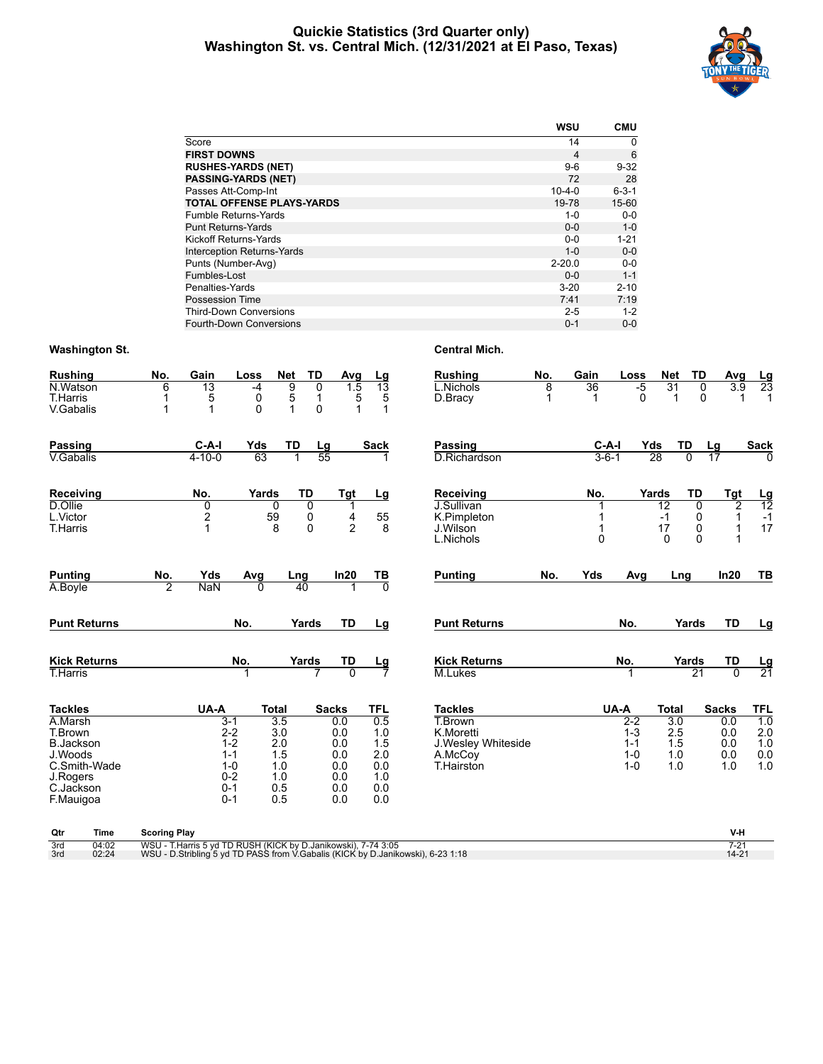# Quickie Statistics (3rd Quarter only)
## Washington St. vs. Central Mich. (12/31/2021 at El Paso, Texas)

| | WSU | CMU |
|---|---|---|
| Score | 14 | 0 |
| **FIRST DOWNS** | 4 | 6 |
| **RUSHES-YARDS (NET)** | 9-6 | 9-32 |
| **PASSING-YARDS (NET)** | 72 | 28 |
| Passes Att-Comp-Int | 10-4-0 | 6-3-1 |
| **TOTAL OFFENSE PLAYS-YARDS** | 19-78 | 15-60 |
| Fumble Returns-Yards | 1-0 | 0-0 |
| Punt Returns-Yards | 0-0 | 1-0 |
| Kickoff Returns-Yards | 0-0 | 1-21 |
| Interception Returns-Yards | 1-0 | 0-0 |
| Punts (Number-Avg) | 2-20.0 | 0-0 |
| Fumbles-Lost | 0-0 | 1-1 |
| Penalties-Yards | 3-20 | 2-10 |
| Possession Time | 7:41 | 7:19 |
| Third-Down Conversions | 2-5 | 1-2 |
| Fourth-Down Conversions | 0-1 | 0-0 |

### Washington St.

| Rushing | No. | Gain | Loss | Net | TD | Avg | Lg |
|---|---|---|---|---|---|---|---|
| N.Watson | 6 | 13 | -4 | 9 | 0 | 1.5 | 13 |
| T.Harris | 1 | 5 | 0 | 5 | 1 | 5 | 5 |
| V.Gabalis | 1 | 1 | 0 | 1 | 0 | 1 | 1 |

| Passing | C-A-I | Yds | TD | Lg | Sack |
|---|---|---|---|---|---|
| V.Gabalis | 4-10-0 | 63 | 1 | 55 | 1 |

| Receiving | No. | Yards | TD | Tgt | Lg |
|---|---|---|---|---|---|
| D.Ollie | 0 | 0 | 0 | 1 | |
| L.Victor | 2 | 59 | 0 | 4 | 55 |
| T.Harris | 1 | 8 | 0 | 2 | 8 |

| Punting | No. | Yds | Avg | Lng | In20 | TB |
|---|---|---|---|---|---|---|
| A.Boyle | 2 | NaN | 0 | 40 | 1 | 0 |

| Punt Returns | No. | Yards | TD | Lg |
|---|---|---|---|---|

| Kick Returns | No. | Yards | TD | Lg |
|---|---|---|---|---|
| T.Harris | 1 | 7 | 0 | 7 |

| Tackles | UA-A | Total | Sacks | TFL |
|---|---|---|---|---|
| A.Marsh | 3-1 | 3.5 | 0.0 | 0.5 |
| T.Brown | 2-2 | 3.0 | 0.0 | 1.0 |
| B.Jackson | 1-2 | 2.0 | 0.0 | 1.5 |
| J.Woods | 1-1 | 1.5 | 0.0 | 2.0 |
| C.Smith-Wade | 1-0 | 1.0 | 0.0 | 0.0 |
| J.Rogers | 0-2 | 1.0 | 0.0 | 1.0 |
| C.Jackson | 0-1 | 0.5 | 0.0 | 0.0 |
| F.Mauigoa | 0-1 | 0.5 | 0.0 | 0.0 |

### Central Mich.

| Rushing | No. | Gain | Loss | Net | TD | Avg | Lg |
|---|---|---|---|---|---|---|---|
| L.Nichols | 8 | 36 | -5 | 31 | 0 | 3.9 | 23 |
| D.Bracy | 1 | 1 | 0 | 1 | 0 | 1 | 1 |

| Passing | C-A-I | Yds | TD | Lg | Sack |
|---|---|---|---|---|---|
| D.Richardson | 3-6-1 | 28 | 0 | 17 | 0 |

| Receiving | No. | Yards | TD | Tgt | Lg |
|---|---|---|---|---|---|
| J.Sullivan | 1 | 12 | 0 | 2 | 12 |
| K.Pimpleton | 1 | -1 | 0 | 1 | -1 |
| J.Wilson | 1 | 17 | 0 | 1 | 17 |
| L.Nichols | 0 | 0 | 0 | 1 | |

| Punting | No. | Yds | Avg | Lng | In20 | TB |
|---|---|---|---|---|---|---|

| Punt Returns | No. | Yards | TD | Lg |
|---|---|---|---|---|

| Kick Returns | No. | Yards | TD | Lg |
|---|---|---|---|---|
| M.Lukes | 1 | 21 | 0 | 21 |

| Tackles | UA-A | Total | Sacks | TFL |
|---|---|---|---|---|
| T.Brown | 2-2 | 3.0 | 0.0 | 1.0 |
| K.Moretti | 1-3 | 2.5 | 0.0 | 2.0 |
| J.Wesley Whiteside | 1-1 | 1.5 | 0.0 | 1.0 |
| A.McCoy | 1-0 | 1.0 | 0.0 | 0.0 |
| T.Hairston | 1-0 | 1.0 | 1.0 | 1.0 |

| Qtr | Time | Scoring Play | V-H |
|---|---|---|---|
| 3rd | 04:02 | WSU - T.Harris 5 yd TD RUSH (KICK by D.Janikowski), 7-74 3:05 | 7-21 |
| 3rd | 02:24 | WSU - D.Stribling 5 yd TD PASS from V.Gabalis (KICK by D.Janikowski), 6-23 1:18 | 14-21 |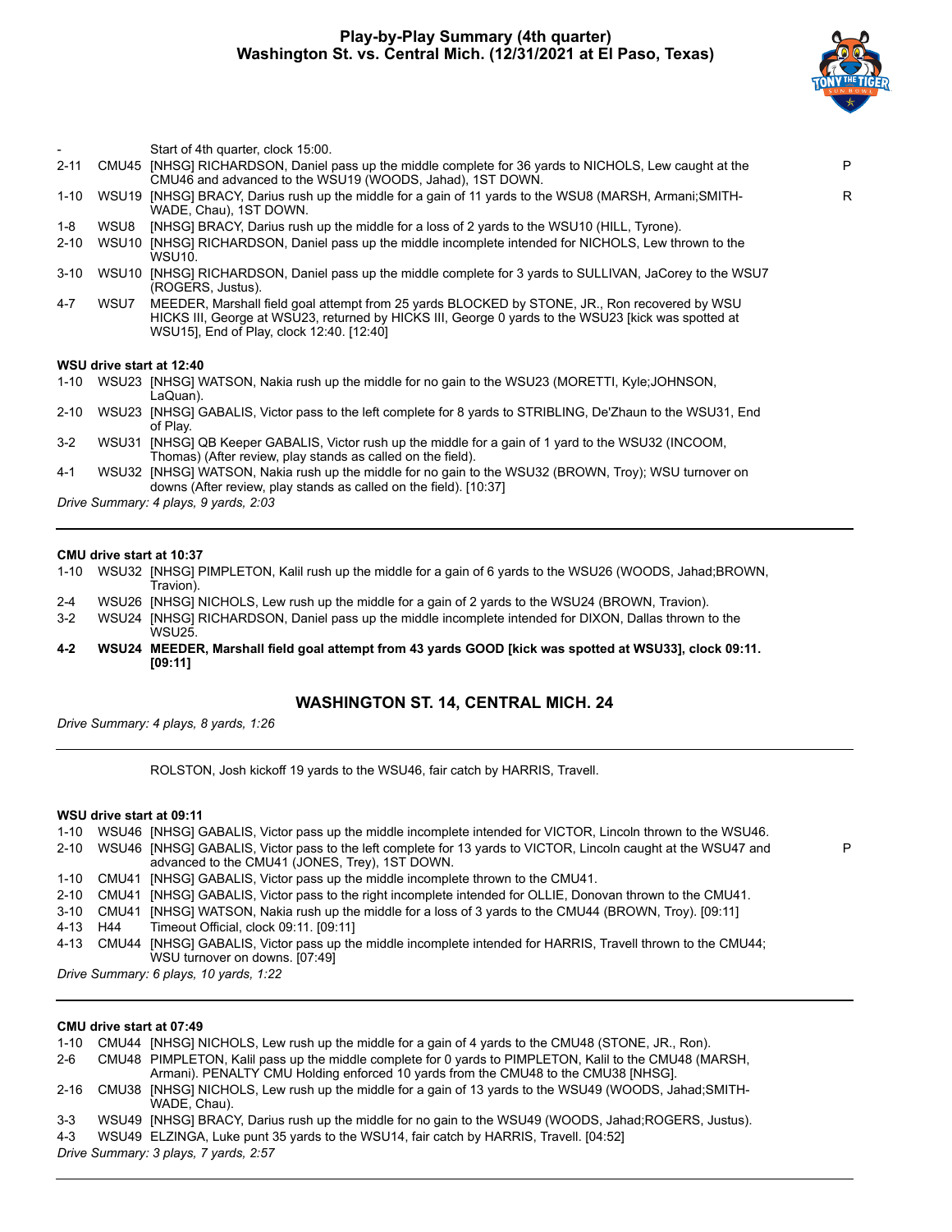# Play-by-Play Summary (4th quarter)
## Washington St. vs. Central Mich. (12/31/2021 at El Paso, Texas)

| | | | |
|---|---|---|---|
| - | | Start of 4th quarter, clock 15:00. | |
| 2-11 | CMU45 | [NHSG] RICHARDSON, Daniel pass up the middle complete for 36 yards to NICHOLS, Lew caught at the CMU46 and advanced to the WSU19 (WOODS, Jahad), 1ST DOWN. | P |
| 1-10 | WSU19 | [NHSG] BRACY, Darius rush up the middle for a gain of 11 yards to the WSU8 (MARSH, Armani;SMITH-WADE, Chau), 1ST DOWN. | R |
| 1-8 | WSU8 | [NHSG] BRACY, Darius rush up the middle for a loss of 2 yards to the WSU10 (HILL, Tyrone). | |
| 2-10 | WSU10 | [NHSG] RICHARDSON, Daniel pass up the middle incomplete intended for NICHOLS, Lew thrown to the WSU10. | |
| 3-10 | WSU10 | [NHSG] RICHARDSON, Daniel pass up the middle complete for 3 yards to SULLIVAN, JaCorey to the WSU7 (ROGERS, Justus). | |
| 4-7 | WSU7 | MEEDER, Marshall field goal attempt from 25 yards BLOCKED by STONE, JR., Ron recovered by WSU HICKS III, George at WSU23, returned by HICKS III, George 0 yards to the WSU23 [kick was spotted at WSU15], End of Play, clock 12:40. [12:40] | |

**WSU drive start at 12:40**

| | | |
|---|---|---|
| 1-10 | WSU23 | [NHSG] WATSON, Nakia rush up the middle for no gain to the WSU23 (MORETTI, Kyle;JOHNSON, LaQuan). |
| 2-10 | WSU23 | [NHSG] GABALIS, Victor pass to the left complete for 8 yards to STRIBLING, De'Zhaun to the WSU31, End of Play. |
| 3-2 | WSU31 | [NHSG] QB Keeper GABALIS, Victor rush up the middle for a gain of 1 yard to the WSU32 (INCOOM, Thomas) (After review, play stands as called on the field). |
| 4-1 | WSU32 | [NHSG] WATSON, Nakia rush up the middle for no gain to the WSU32 (BROWN, Troy); WSU turnover on downs (After review, play stands as called on the field). [10:37] |

*Drive Summary: 4 plays, 9 yards, 2:03*

**CMU drive start at 10:37**

| | | |
|---|---|---|
| 1-10 | WSU32 | [NHSG] PIMPLETON, Kalil rush up the middle for a gain of 6 yards to the WSU26 (WOODS, Jahad;BROWN, Travion). |
| 2-4 | WSU26 | [NHSG] NICHOLS, Lew rush up the middle for a gain of 2 yards to the WSU24 (BROWN, Travion). |
| 3-2 | WSU24 | [NHSG] RICHARDSON, Daniel pass up the middle incomplete intended for DIXON, Dallas thrown to the WSU25. |
| **4-2** | **WSU24** | **MEEDER, Marshall field goal attempt from 43 yards GOOD [kick was spotted at WSU33], clock 09:11. [09:11]** |

### WASHINGTON ST. 14, CENTRAL MICH. 24

*Drive Summary: 4 plays, 8 yards, 1:26*

ROLSTON, Josh kickoff 19 yards to the WSU46, fair catch by HARRIS, Travell.

**WSU drive start at 09:11**

| | | | |
|---|---|---|---|
| 1-10 | WSU46 | [NHSG] GABALIS, Victor pass up the middle incomplete intended for VICTOR, Lincoln thrown to the WSU46. | |
| 2-10 | WSU46 | [NHSG] GABALIS, Victor pass to the left complete for 13 yards to VICTOR, Lincoln caught at the WSU47 and advanced to the CMU41 (JONES, Trey), 1ST DOWN. | P |
| 1-10 | CMU41 | [NHSG] GABALIS, Victor pass up the middle incomplete thrown to the CMU41. | |
| 2-10 | CMU41 | [NHSG] GABALIS, Victor pass to the right incomplete intended for OLLIE, Donovan thrown to the CMU41. | |
| 3-10 | CMU41 | [NHSG] WATSON, Nakia rush up the middle for a loss of 3 yards to the CMU44 (BROWN, Troy). [09:11] | |
| 4-13 | H44 | Timeout Official, clock 09:11. [09:11] | |
| 4-13 | CMU44 | [NHSG] GABALIS, Victor pass up the middle incomplete intended for HARRIS, Travell thrown to the CMU44; WSU turnover on downs. [07:49] | |

*Drive Summary: 6 plays, 10 yards, 1:22*

**CMU drive start at 07:49**

| | | |
|---|---|---|
| 1-10 | CMU44 | [NHSG] NICHOLS, Lew rush up the middle for a gain of 4 yards to the CMU48 (STONE, JR., Ron). |
| 2-6 | CMU48 | PIMPLETON, Kalil pass up the middle complete for 0 yards to PIMPLETON, Kalil to the CMU48 (MARSH, Armani). PENALTY CMU Holding enforced 10 yards from the CMU48 to the CMU38 [NHSG]. |
| 2-16 | CMU38 | [NHSG] NICHOLS, Lew rush up the middle for a gain of 13 yards to the WSU49 (WOODS, Jahad;SMITH-WADE, Chau). |
| 3-3 | WSU49 | [NHSG] BRACY, Darius rush up the middle for no gain to the WSU49 (WOODS, Jahad;ROGERS, Justus). |
| 4-3 | WSU49 | ELZINGA, Luke punt 35 yards to the WSU14, fair catch by HARRIS, Travell. [04:52] |

*Drive Summary: 3 plays, 7 yards, 2:57*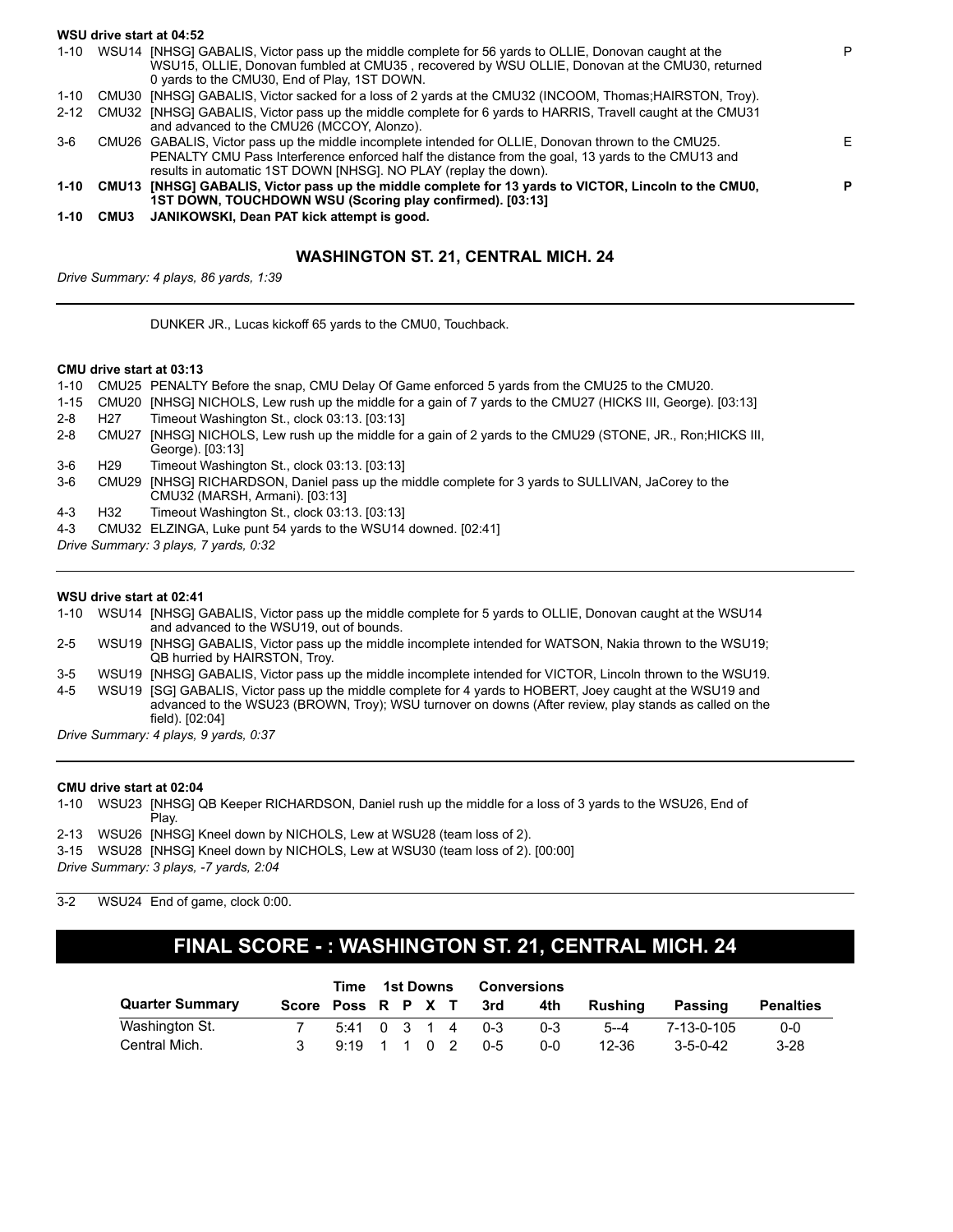**WSU drive start at 04:52**

| | | | |
|---|---|---|---|
| 1-10 | WSU14 | [NHSG] GABALIS, Victor pass up the middle complete for 56 yards to OLLIE, Donovan caught at the WSU15, OLLIE, Donovan fumbled at CMU35 , recovered by WSU OLLIE, Donovan at the CMU30, returned 0 yards to the CMU30, End of Play, 1ST DOWN. | P |
| 1-10 | CMU30 | [NHSG] GABALIS, Victor sacked for a loss of 2 yards at the CMU32 (INCOOM, Thomas;HAIRSTON, Troy). | |
| 2-12 | CMU32 | [NHSG] GABALIS, Victor pass up the middle complete for 6 yards to HARRIS, Travell caught at the CMU31 and advanced to the CMU26 (MCCOY, Alonzo). | |
| 3-6 | CMU26 | GABALIS, Victor pass up the middle incomplete intended for OLLIE, Donovan thrown to the CMU25. PENALTY CMU Pass Interference enforced half the distance from the goal, 13 yards to the CMU13 and results in automatic 1ST DOWN [NHSG]. NO PLAY (replay the down). | E |
| **1-10** | **CMU13** | **[NHSG] GABALIS, Victor pass up the middle complete for 13 yards to VICTOR, Lincoln to the CMU0, 1ST DOWN, TOUCHDOWN WSU (Scoring play confirmed). [03:13]** | **P** |
| **1-10** | **CMU3** | **JANIKOWSKI, Dean PAT kick attempt is good.** | |

### WASHINGTON ST. 21, CENTRAL MICH. 24

*Drive Summary: 4 plays, 86 yards, 1:39*

DUNKER JR., Lucas kickoff 65 yards to the CMU0, Touchback.

**CMU drive start at 03:13**

| | | |
|---|---|---|
| 1-10 | CMU25 | PENALTY Before the snap, CMU Delay Of Game enforced 5 yards from the CMU25 to the CMU20. |
| 1-15 | CMU20 | [NHSG] NICHOLS, Lew rush up the middle for a gain of 7 yards to the CMU27 (HICKS III, George). [03:13] |
| 2-8 | H27 | Timeout Washington St., clock 03:13. [03:13] |
| 2-8 | CMU27 | [NHSG] NICHOLS, Lew rush up the middle for a gain of 2 yards to the CMU29 (STONE, JR., Ron;HICKS III, George). [03:13] |
| 3-6 | H29 | Timeout Washington St., clock 03:13. [03:13] |
| 3-6 | CMU29 | [NHSG] RICHARDSON, Daniel pass up the middle complete for 3 yards to SULLIVAN, JaCorey to the CMU32 (MARSH, Armani). [03:13] |
| 4-3 | H32 | Timeout Washington St., clock 03:13. [03:13] |
| 4-3 | CMU32 | ELZINGA, Luke punt 54 yards to the WSU14 downed. [02:41] |

*Drive Summary: 3 plays, 7 yards, 0:32*

**WSU drive start at 02:41**

| | | |
|---|---|---|
| 1-10 | WSU14 | [NHSG] GABALIS, Victor pass up the middle complete for 5 yards to OLLIE, Donovan caught at the WSU14 and advanced to the WSU19, out of bounds. |
| 2-5 | WSU19 | [NHSG] GABALIS, Victor pass up the middle incomplete intended for WATSON, Nakia thrown to the WSU19; QB hurried by HAIRSTON, Troy. |
| 3-5 | WSU19 | [NHSG] GABALIS, Victor pass up the middle incomplete intended for VICTOR, Lincoln thrown to the WSU19. |
| 4-5 | WSU19 | [SG] GABALIS, Victor pass up the middle complete for 4 yards to HOBERT, Joey caught at the WSU19 and advanced to the WSU23 (BROWN, Troy); WSU turnover on downs (After review, play stands as called on the field). [02:04] |

*Drive Summary: 4 plays, 9 yards, 0:37*

**CMU drive start at 02:04**

| | | |
|---|---|---|
| 1-10 | WSU23 | [NHSG] QB Keeper RICHARDSON, Daniel rush up the middle for a loss of 3 yards to the WSU26, End of Play. |
| 2-13 | WSU26 | [NHSG] Kneel down by NICHOLS, Lew at WSU28 (team loss of 2). |
| 3-15 | WSU28 | [NHSG] Kneel down by NICHOLS, Lew at WSU30 (team loss of 2). [00:00] |

*Drive Summary: 3 plays, -7 yards, 2:04*

3-2 WSU24 End of game, clock 0:00.

## FINAL SCORE - : WASHINGTON ST. 21, CENTRAL MICH. 24

| Quarter Summary | Score | Time Poss | 1st Downs R | P | X | T | Conversions 3rd | 4th | Rushing | Passing | Penalties |
|---|---|---|---|---|---|---|---|---|---|---|---|
| Washington St. | 7 | 5:41 | 0 | 3 | 1 | 4 | 0-3 | 0-3 | 5--4 | 7-13-0-105 | 0-0 |
| Central Mich. | 3 | 9:19 | 1 | 1 | 0 | 2 | 0-5 | 0-0 | 12-36 | 3-5-0-42 | 3-28 |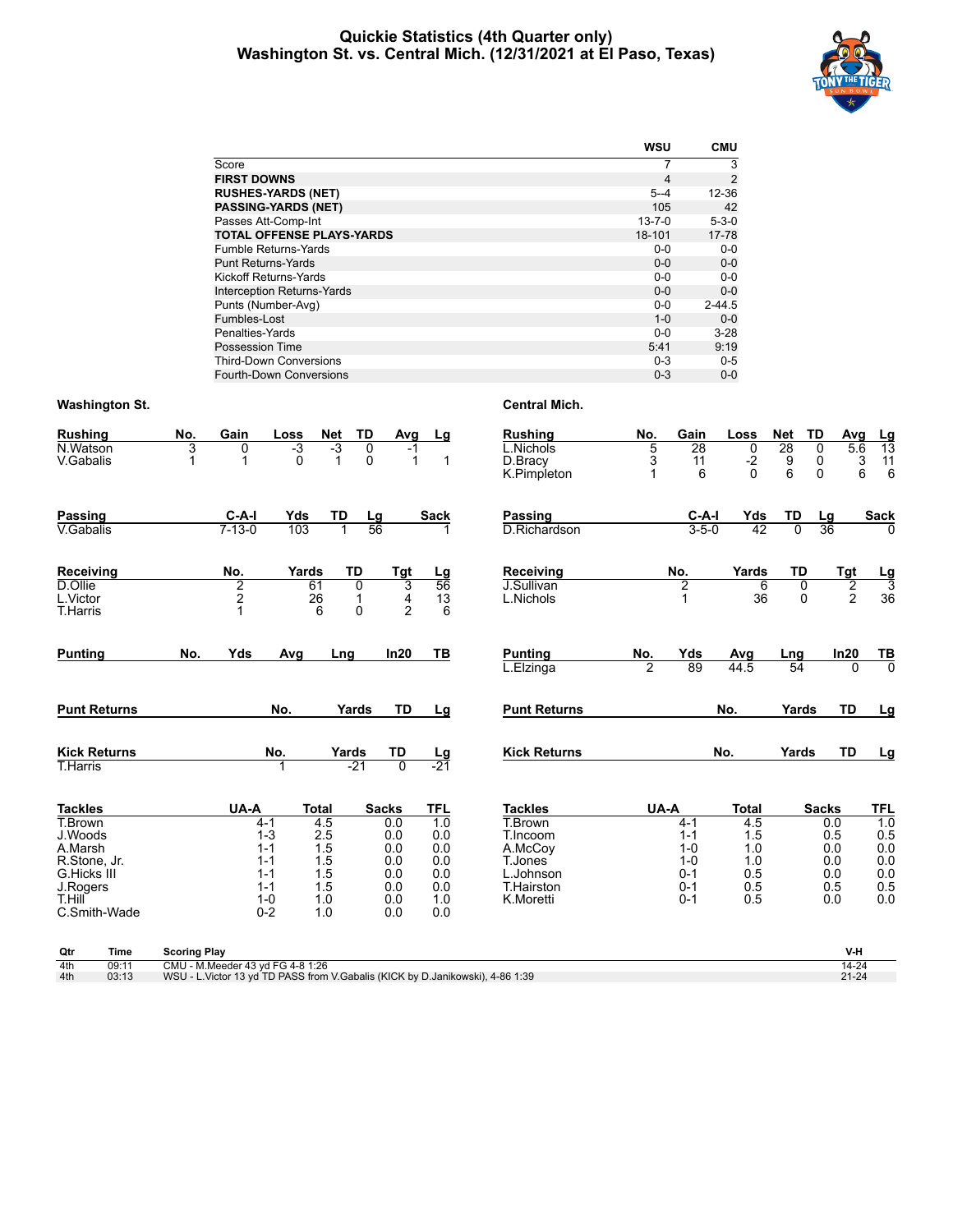# Quickie Statistics (4th Quarter only)
## Washington St. vs. Central Mich. (12/31/2021 at El Paso, Texas)

| | WSU | CMU |
|---|---|---|
| Score | 7 | 3 |
| **FIRST DOWNS** | 4 | 2 |
| **RUSHES-YARDS (NET)** | 5--4 | 12-36 |
| **PASSING-YARDS (NET)** | 105 | 42 |
| Passes Att-Comp-Int | 13-7-0 | 5-3-0 |
| **TOTAL OFFENSE PLAYS-YARDS** | 18-101 | 17-78 |
| Fumble Returns-Yards | 0-0 | 0-0 |
| Punt Returns-Yards | 0-0 | 0-0 |
| Kickoff Returns-Yards | 0-0 | 0-0 |
| Interception Returns-Yards | 0-0 | 0-0 |
| Punts (Number-Avg) | 0-0 | 2-44.5 |
| Fumbles-Lost | 1-0 | 0-0 |
| Penalties-Yards | 0-0 | 3-28 |
| Possession Time | 5:41 | 9:19 |
| Third-Down Conversions | 0-3 | 0-5 |
| Fourth-Down Conversions | 0-3 | 0-0 |

### Washington St.

| Rushing | No. | Gain | Loss | Net | TD | Avg | Lg |
|---|---|---|---|---|---|---|---|
| N.Watson | 3 | 0 | -3 | -3 | 0 | -1 | |
| V.Gabalis | 1 | 1 | 0 | 1 | 0 | 1 | 1 |

| Passing | C-A-I | Yds | TD | Lg | Sack |
|---|---|---|---|---|---|
| V.Gabalis | 7-13-0 | 103 | 1 | 56 | 1 |

| Receiving | No. | Yards | TD | Tgt | Lg |
|---|---|---|---|---|---|
| D.Ollie | 2 | 61 | 0 | 3 | 56 |
| L.Victor | 2 | 26 | 1 | 4 | 13 |
| T.Harris | 1 | 6 | 0 | 2 | 6 |

| Punting | No. | Yds | Avg | Lng | In20 | TB |
|---|---|---|---|---|---|---|

| Punt Returns | No. | Yards | TD | Lg |
|---|---|---|---|---|

| Kick Returns | No. | Yards | TD | Lg |
|---|---|---|---|---|
| T.Harris | 1 | -21 | 0 | -21 |

| Tackles | UA-A | Total | Sacks | TFL |
|---|---|---|---|---|
| T.Brown | 4-1 | 4.5 | 0.0 | 1.0 |
| J.Woods | 1-3 | 2.5 | 0.0 | 0.0 |
| A.Marsh | 1-1 | 1.5 | 0.0 | 0.0 |
| R.Stone, Jr. | 1-1 | 1.5 | 0.0 | 0.0 |
| G.Hicks III | 1-1 | 1.5 | 0.0 | 0.0 |
| J.Rogers | 1-1 | 1.5 | 0.0 | 0.0 |
| T.Hill | 1-0 | 1.0 | 0.0 | 1.0 |
| C.Smith-Wade | 0-2 | 1.0 | 0.0 | 0.0 |

### Central Mich.

| Rushing | No. | Gain | Loss | Net | TD | Avg | Lg |
|---|---|---|---|---|---|---|---|
| L.Nichols | 5 | 28 | 0 | 28 | 0 | 5.6 | 13 |
| D.Bracy | 3 | 11 | -2 | 9 | 0 | 3 | 11 |
| K.Pimpleton | 1 | 6 | 0 | 6 | 0 | 6 | 6 |

| Passing | C-A-I | Yds | TD | Lg | Sack |
|---|---|---|---|---|---|
| D.Richardson | 3-5-0 | 42 | 0 | 36 | 0 |

| Receiving | No. | Yards | TD | Tgt | Lg |
|---|---|---|---|---|---|
| J.Sullivan | 2 | 6 | 0 | 2 | 3 |
| L.Nichols | 1 | 36 | 0 | 2 | 36 |

| Punting | No. | Yds | Avg | Lng | In20 | TB |
|---|---|---|---|---|---|---|
| L.Elzinga | 2 | 89 | 44.5 | 54 | 0 | 0 |

| Punt Returns | No. | Yards | TD | Lg |
|---|---|---|---|---|

| Kick Returns | No. | Yards | TD | Lg |
|---|---|---|---|---|

| Tackles | UA-A | Total | Sacks | TFL |
|---|---|---|---|---|
| T.Brown | 4-1 | 4.5 | 0.0 | 1.0 |
| T.Incoom | 1-1 | 1.5 | 0.5 | 0.5 |
| A.McCoy | 1-0 | 1.0 | 0.0 | 0.0 |
| T.Jones | 1-0 | 1.0 | 0.0 | 0.0 |
| L.Johnson | 0-1 | 0.5 | 0.0 | 0.0 |
| T.Hairston | 0-1 | 0.5 | 0.5 | 0.5 |
| K.Moretti | 0-1 | 0.5 | 0.0 | 0.0 |

| Qtr | Time | Scoring Play | V-H |
|---|---|---|---|
| 4th | 09:11 | CMU - M.Meeder 43 yd FG 4-8 1:26 | 14-24 |
| 4th | 03:13 | WSU - L.Victor 13 yd TD PASS from V.Gabalis (KICK by D.Janikowski), 4-86 1:39 | 21-24 |